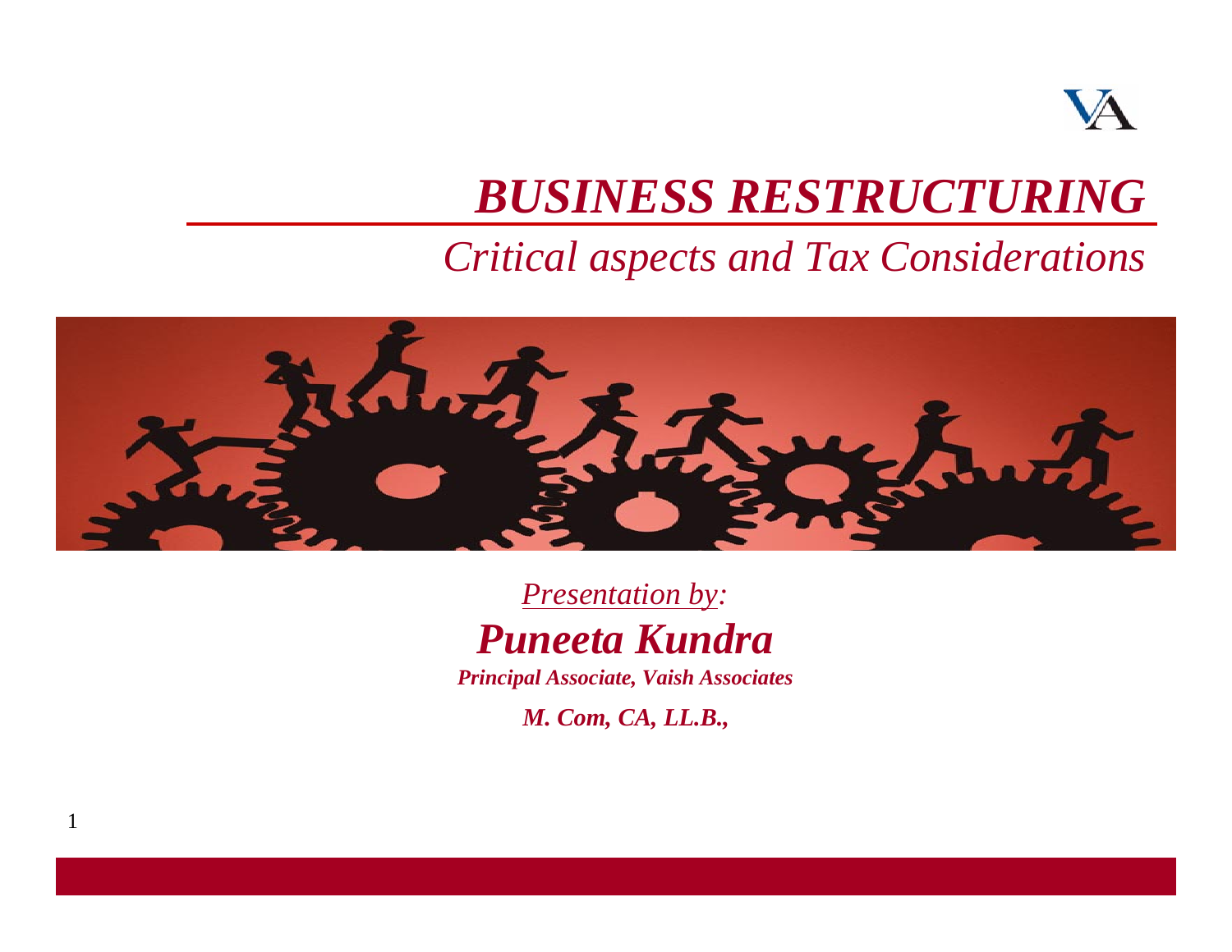# *BUSINESS RESTRUCTURING*

## *Critical aspects and Tax Considerations*

*Presentation by:*

***Puneeta Kundra***

***Principal Associate, Vaish Associates***

***M. Com, CA, LL.B.,***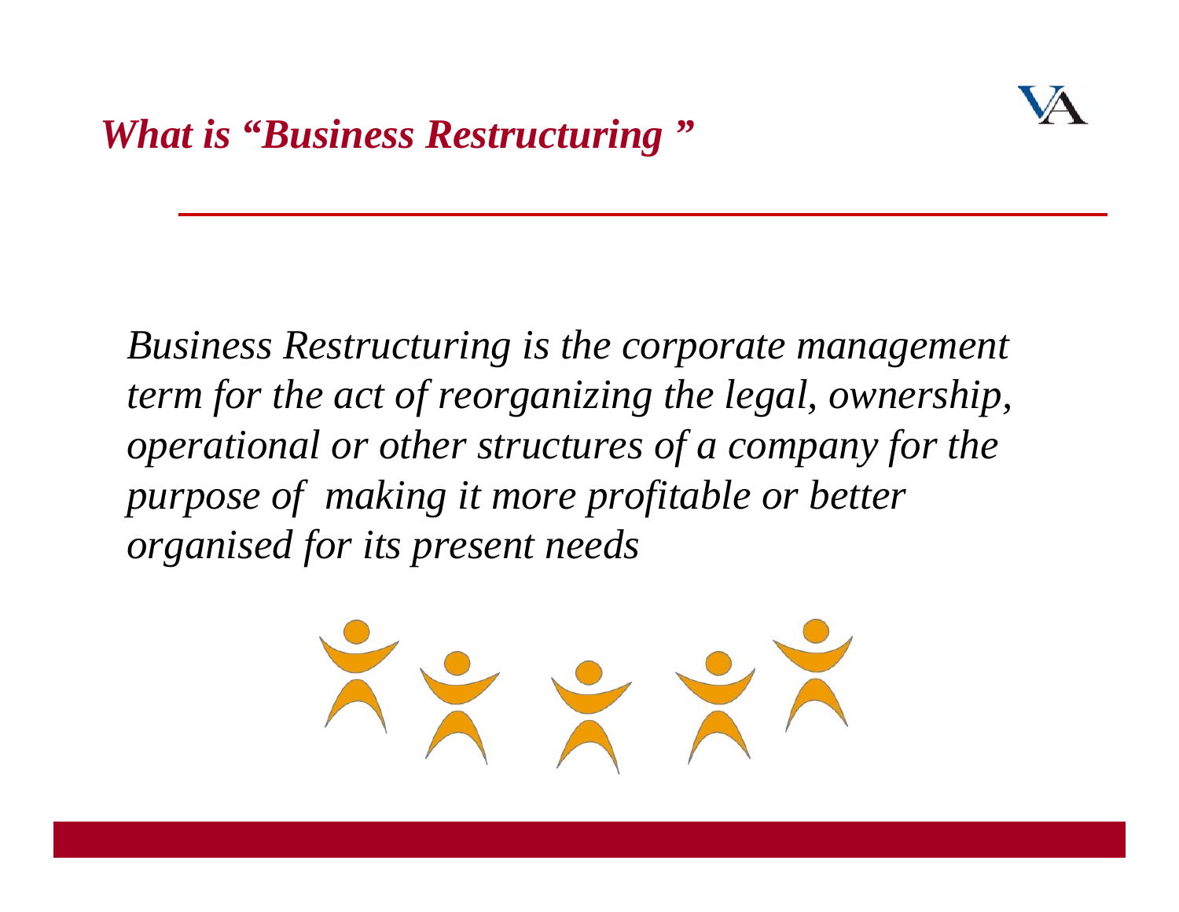# *What is "Business Restructuring "*

*Business Restructuring is the corporate management term for the act of reorganizing the legal, ownership, operational or other structures of a company for the purpose of making it more profitable or better organised for its present needs*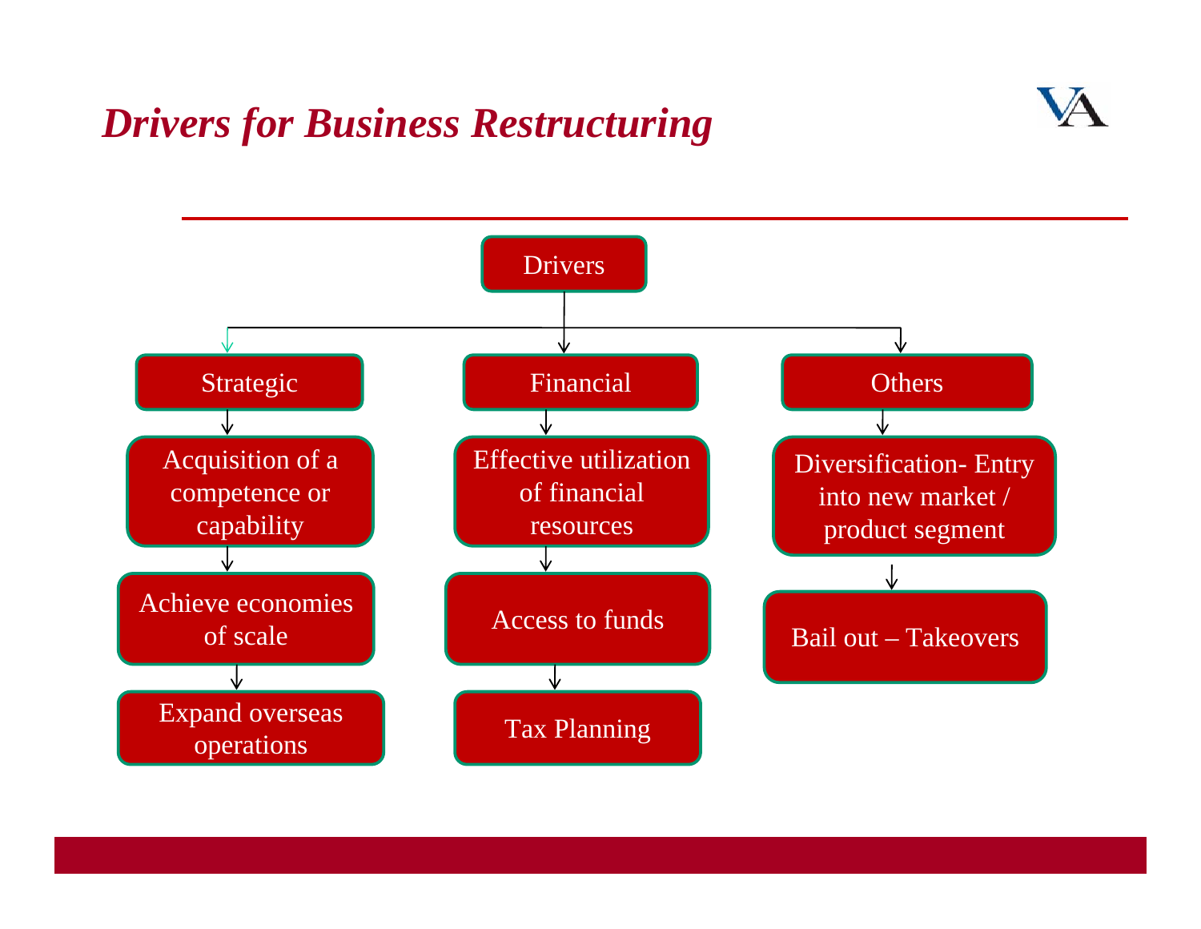# *Drivers for Business Restructuring*

- **Drivers**
  - **Strategic**
    - Acquisition of a competence or capability
    - Achieve economies of scale
    - Expand overseas operations
  - **Financial**
    - Effective utilization of financial resources
    - Access to funds
    - Tax Planning
  - **Others**
    - Diversification- Entry into new market / product segment
    - Bail out – Takeovers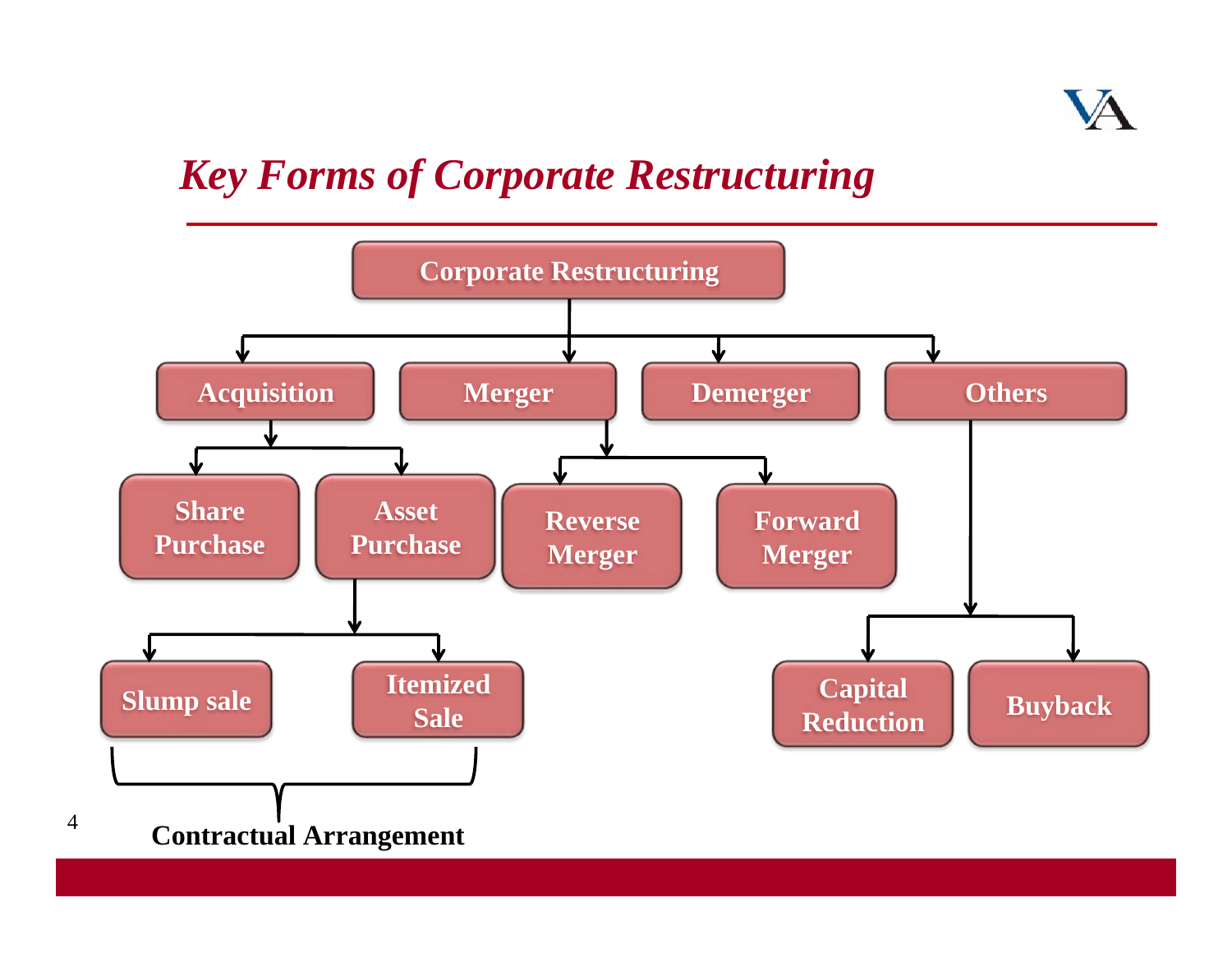# Key Forms of Corporate Restructuring

- **Corporate Restructuring**
  - **Acquisition**
    - Share Purchase
    - Asset Purchase
      - Slump sale
      - Itemized Sale
  - **Merger**
    - Reverse Merger
    - Forward Merger
  - **Demerger**
  - **Others**
    - Capital Reduction
    - Buyback

**Contractual Arrangement** (Slump sale, Itemized Sale)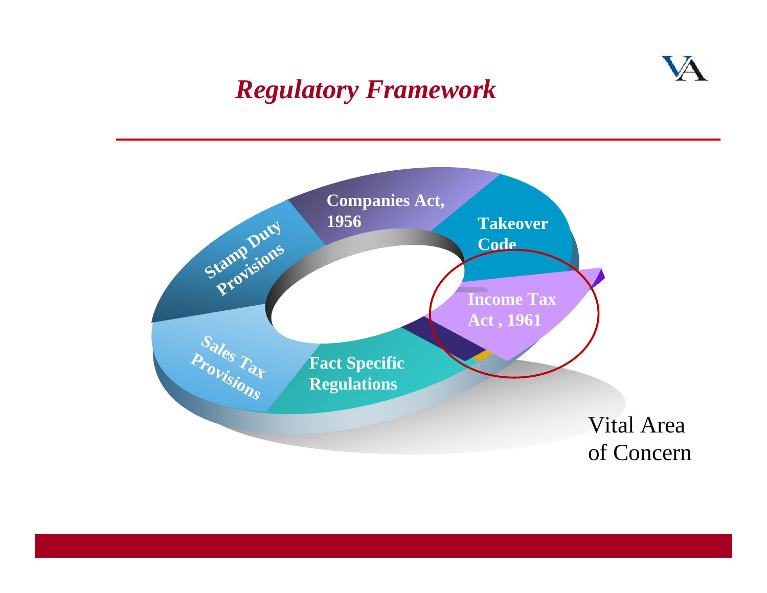## *Regulatory Framework*

- Companies Act, 1956
- Takeover Code
- Income Tax Act , 1961
- Fact Specific Regulations
- Sales Tax Provisions
- Stamp Duty Provisions

Vital Area of Concern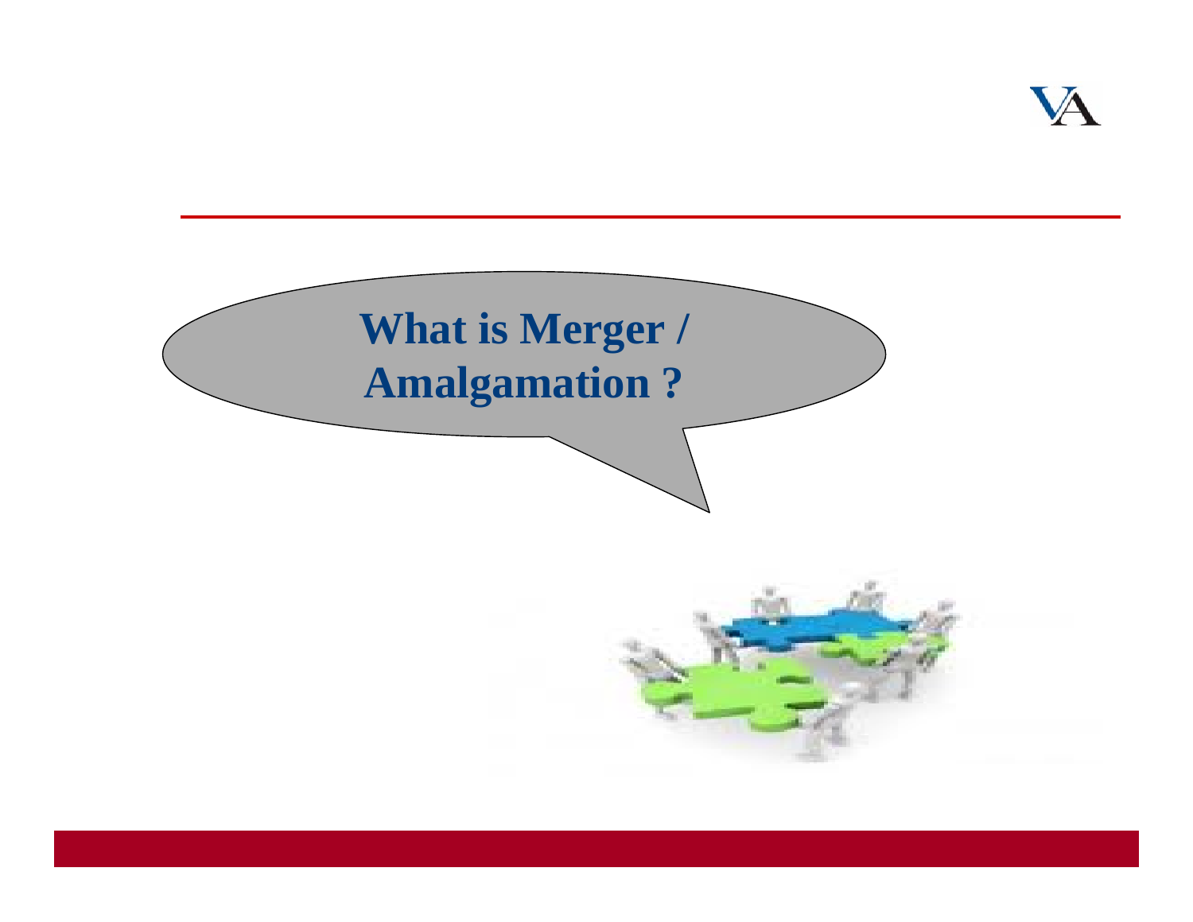# What is Merger / Amalgamation ?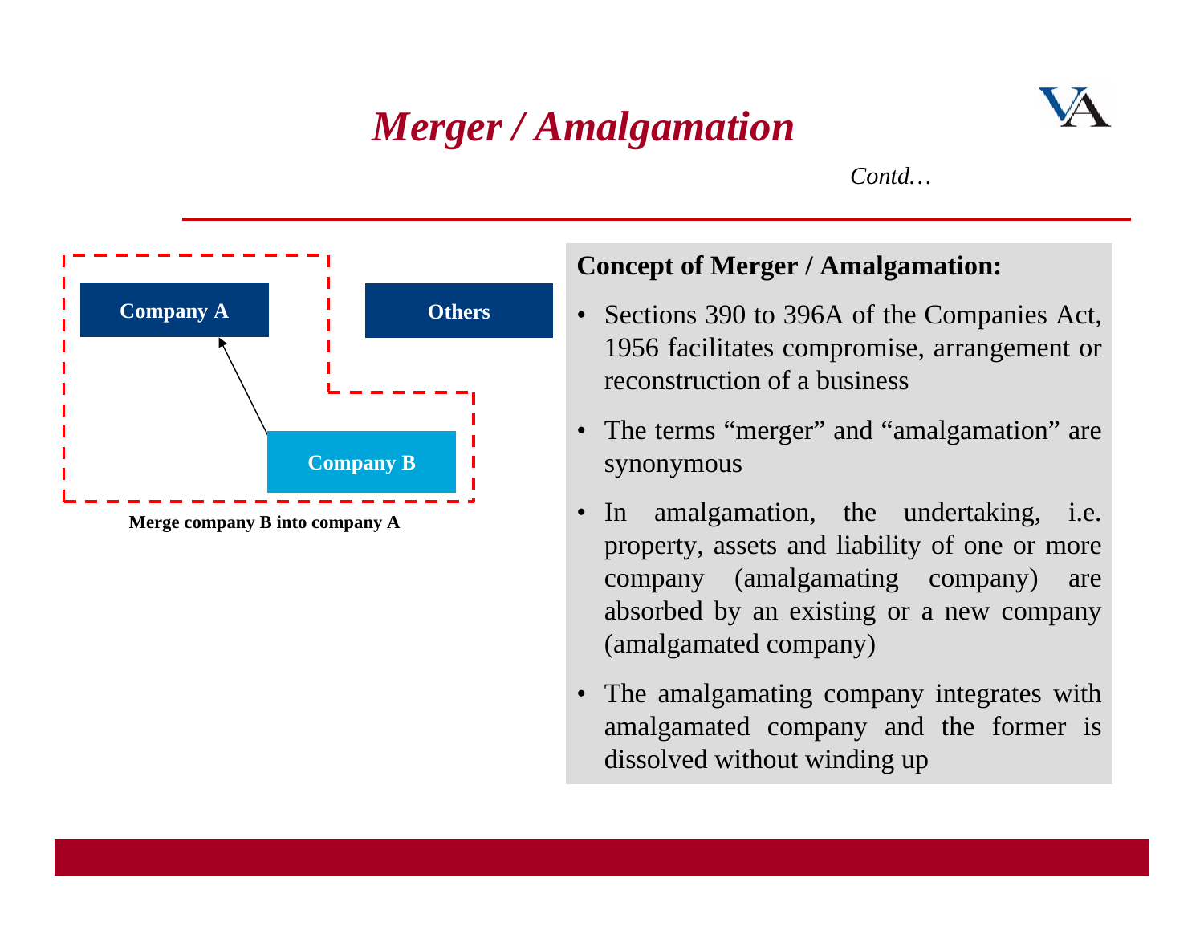# Merger / Amalgamation

*Contd…*

Company A

Others

Company B

Merge company B into company A

**Concept of Merger / Amalgamation:**

- Sections 390 to 396A of the Companies Act, 1956 facilitates compromise, arrangement or reconstruction of a business
- The terms "merger" and "amalgamation" are synonymous
- In amalgamation, the undertaking, i.e. property, assets and liability of one or more company (amalgamating company) are absorbed by an existing or a new company (amalgamated company)
- The amalgamating company integrates with amalgamated company and the former is dissolved without winding up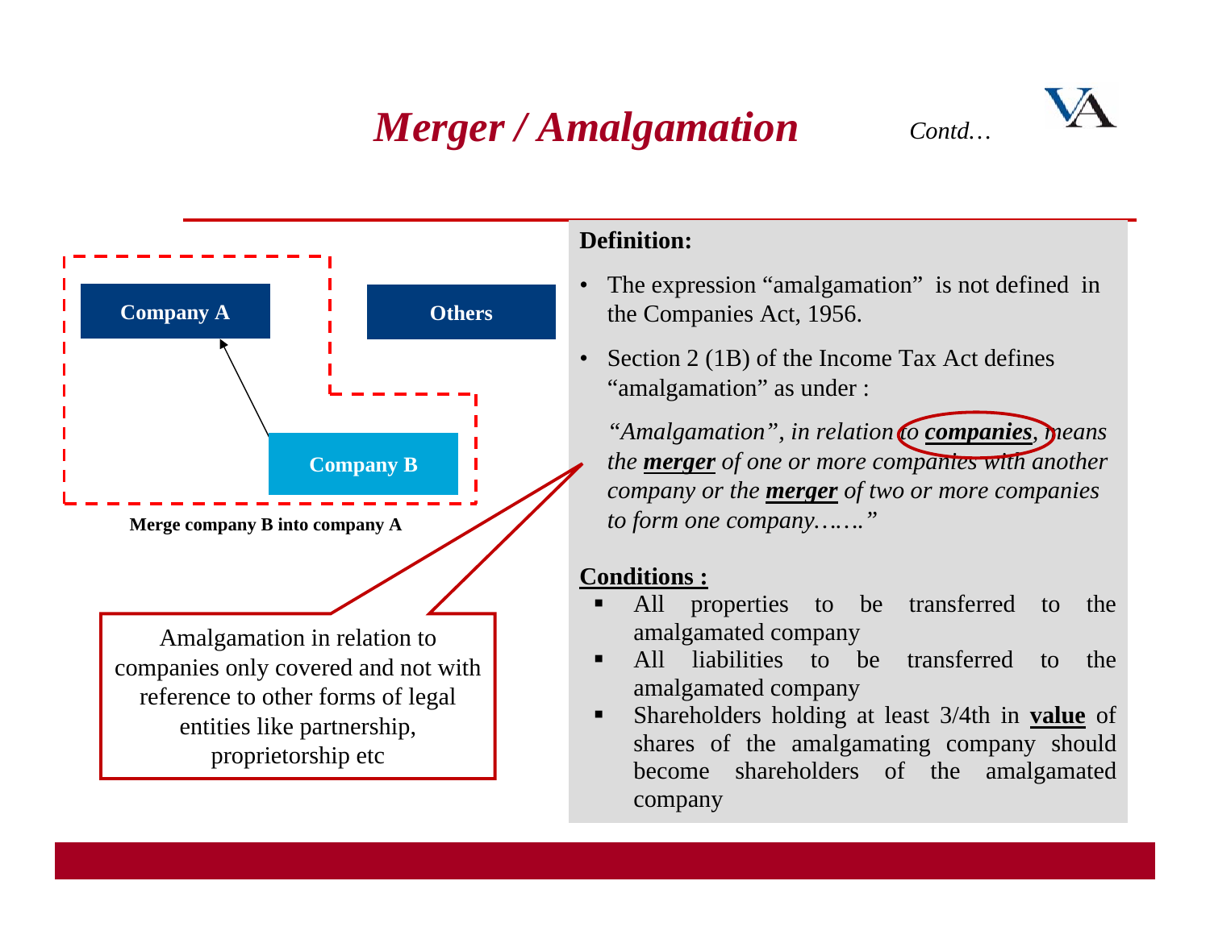# Merger / Amalgamation

*Contd…*

Company A

Others

Company B

**Merge company B into company A**

Amalgamation in relation to companies only covered and not with reference to other forms of legal entities like partnership, proprietorship etc

**Definition:**

- The expression "amalgamation" is not defined in the Companies Act, 1956.
- Section 2 (1B) of the Income Tax Act defines "amalgamation" as under :

*"Amalgamation", in relation to* ***companies***, *means the* ***merger*** *of one or more companies with another company or the* ***merger*** *of two or more companies to form one company……."*

**Conditions :**

- All properties to be transferred to the amalgamated company
- All liabilities to be transferred to the amalgamated company
- Shareholders holding at least 3/4th in **value** of shares of the amalgamating company should become shareholders of the amalgamated company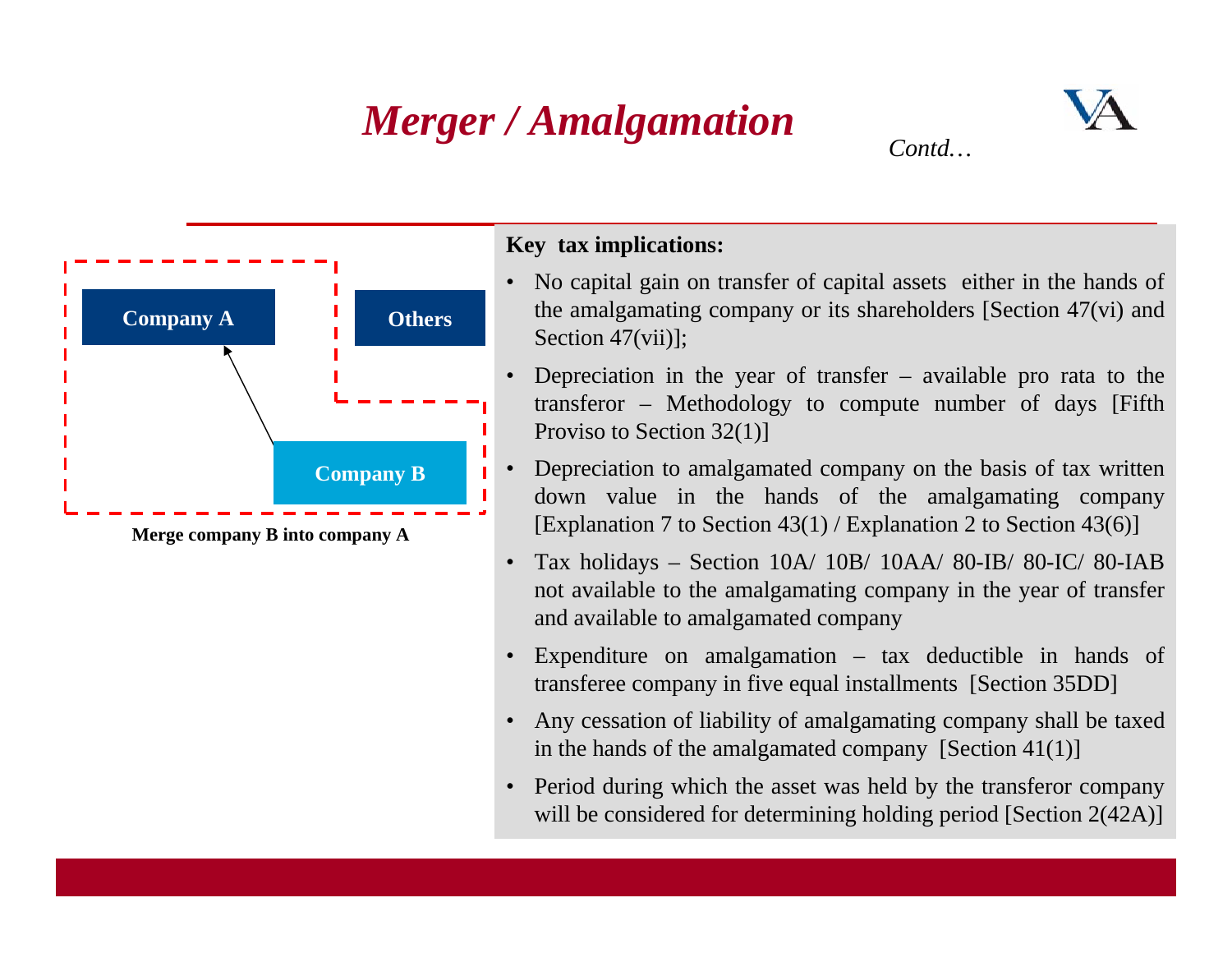# *Merger / Amalgamation*

*Contd…*

Company A

Others

Company B

**Merge company B into company A**

**Key tax implications:**

- No capital gain on transfer of capital assets either in the hands of the amalgamating company or its shareholders [Section 47(vi) and Section 47(vii)];
- Depreciation in the year of transfer – available pro rata to the transferor – Methodology to compute number of days [Fifth Proviso to Section 32(1)]
- Depreciation to amalgamated company on the basis of tax written down value in the hands of the amalgamating company [Explanation 7 to Section 43(1) / Explanation 2 to Section 43(6)]
- Tax holidays – Section 10A/ 10B/ 10AA/ 80-IB/ 80-IC/ 80-IAB not available to the amalgamating company in the year of transfer and available to amalgamated company
- Expenditure on amalgamation – tax deductible in hands of transferee company in five equal installments [Section 35DD]
- Any cessation of liability of amalgamating company shall be taxed in the hands of the amalgamated company [Section 41(1)]
- Period during which the asset was held by the transferor company will be considered for determining holding period [Section 2(42A)]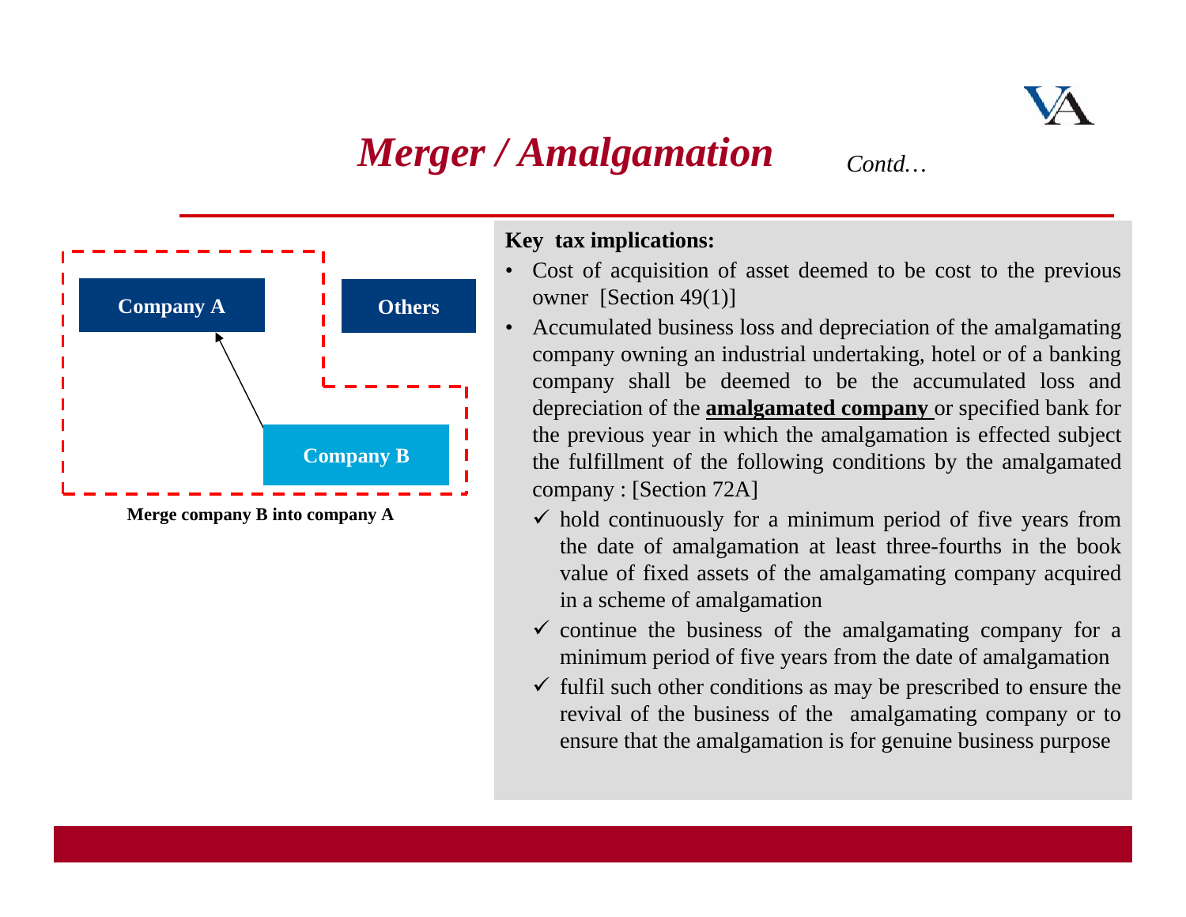# *Merger / Amalgamation* *Contd…*

Company A

Others

Company B

**Merge company B into company A**

**Key tax implications:**

- Cost of acquisition of asset deemed to be cost to the previous owner [Section 49(1)]
- Accumulated business loss and depreciation of the amalgamating company owning an industrial undertaking, hotel or of a banking company shall be deemed to be the accumulated loss and depreciation of the **amalgamated company** or specified bank for the previous year in which the amalgamation is effected subject the fulfillment of the following conditions by the amalgamated company : [Section 72A]
  - ✓ hold continuously for a minimum period of five years from the date of amalgamation at least three-fourths in the book value of fixed assets of the amalgamating company acquired in a scheme of amalgamation
  - ✓ continue the business of the amalgamating company for a minimum period of five years from the date of amalgamation
  - ✓ fulfil such other conditions as may be prescribed to ensure the revival of the business of the amalgamating company or to ensure that the amalgamation is for genuine business purpose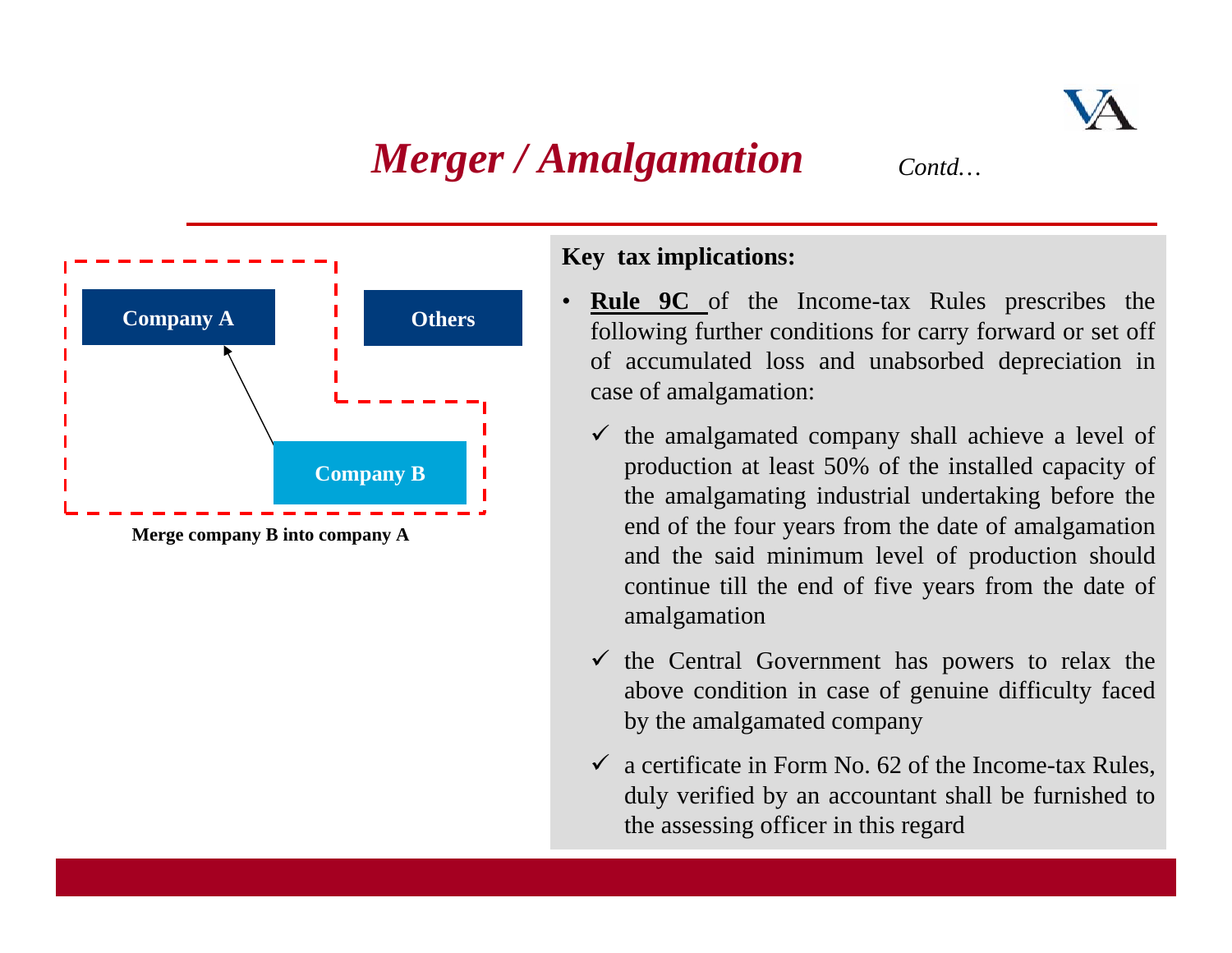# *Merger / Amalgamation* *Contd…*

Company A

Others

Company B

**Merge company B into company A**

**Key tax implications:**

- **Rule 9C** of the Income-tax Rules prescribes the following further conditions for carry forward or set off of accumulated loss and unabsorbed depreciation in case of amalgamation:
  - ✓ the amalgamated company shall achieve a level of production at least 50% of the installed capacity of the amalgamating industrial undertaking before the end of the four years from the date of amalgamation and the said minimum level of production should continue till the end of five years from the date of amalgamation
  - ✓ the Central Government has powers to relax the above condition in case of genuine difficulty faced by the amalgamated company
  - ✓ a certificate in Form No. 62 of the Income-tax Rules, duly verified by an accountant shall be furnished to the assessing officer in this regard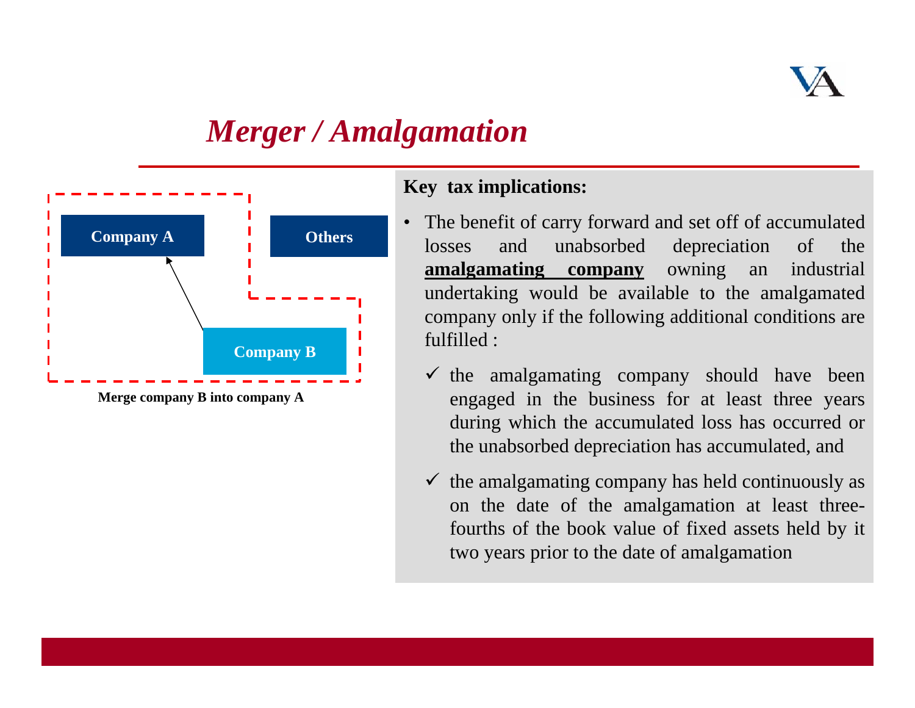# *Merger / Amalgamation*

Company A

Others

Company B

Merge company B into company A

**Key tax implications:**

- The benefit of carry forward and set off of accumulated losses and unabsorbed depreciation of the **amalgamating company** owning an industrial undertaking would be available to the amalgamated company only if the following additional conditions are fulfilled :
  - ✓ the amalgamating company should have been engaged in the business for at least three years during which the accumulated loss has occurred or the unabsorbed depreciation has accumulated, and
  - ✓ the amalgamating company has held continuously as on the date of the amalgamation at least three-fourths of the book value of fixed assets held by it two years prior to the date of amalgamation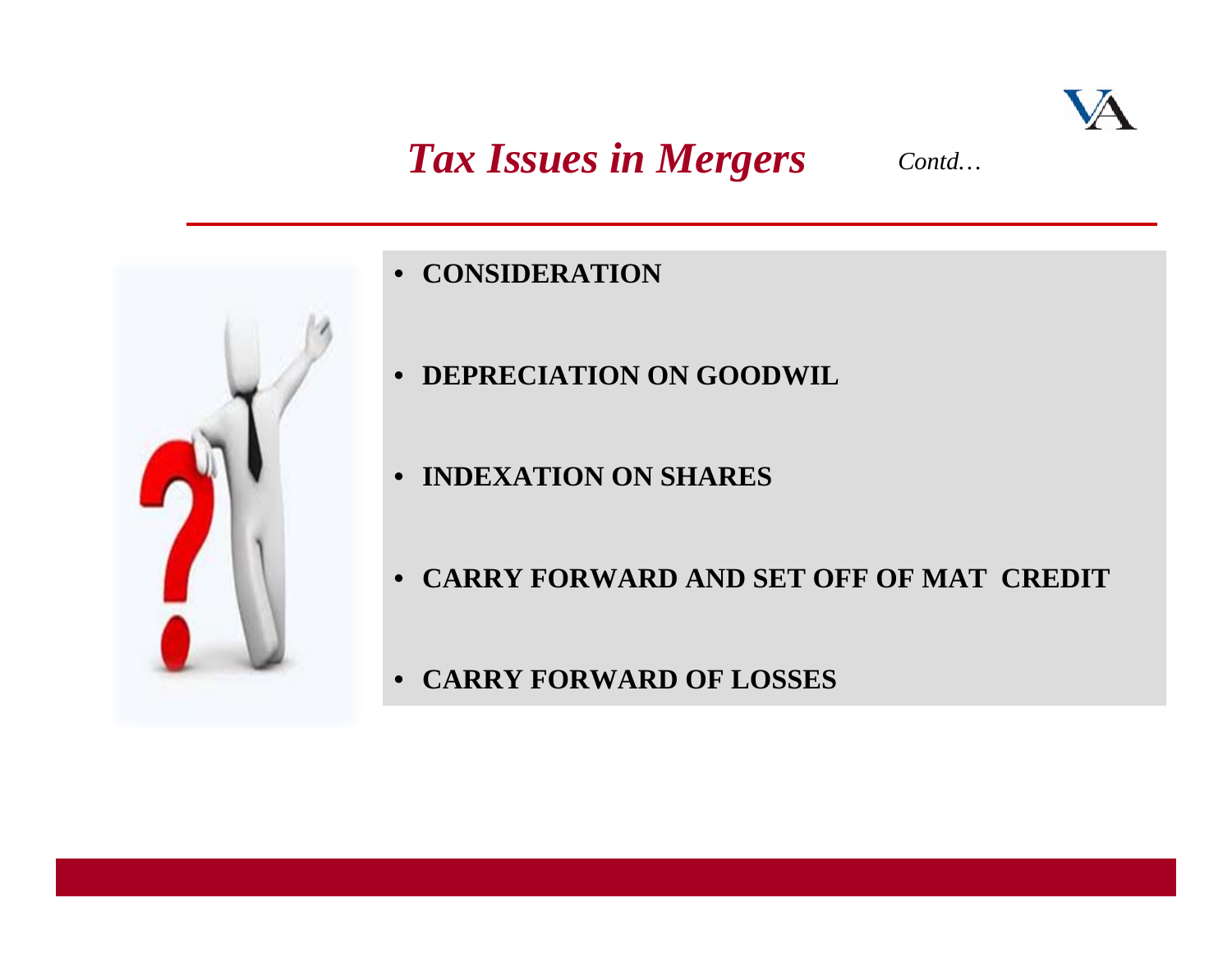# *Tax Issues in Mergers* *Contd…*

- **CONSIDERATION**
- **DEPRECIATION ON GOODWIL**
- **INDEXATION ON SHARES**
- **CARRY FORWARD AND SET OFF OF MAT CREDIT**
- **CARRY FORWARD OF LOSSES**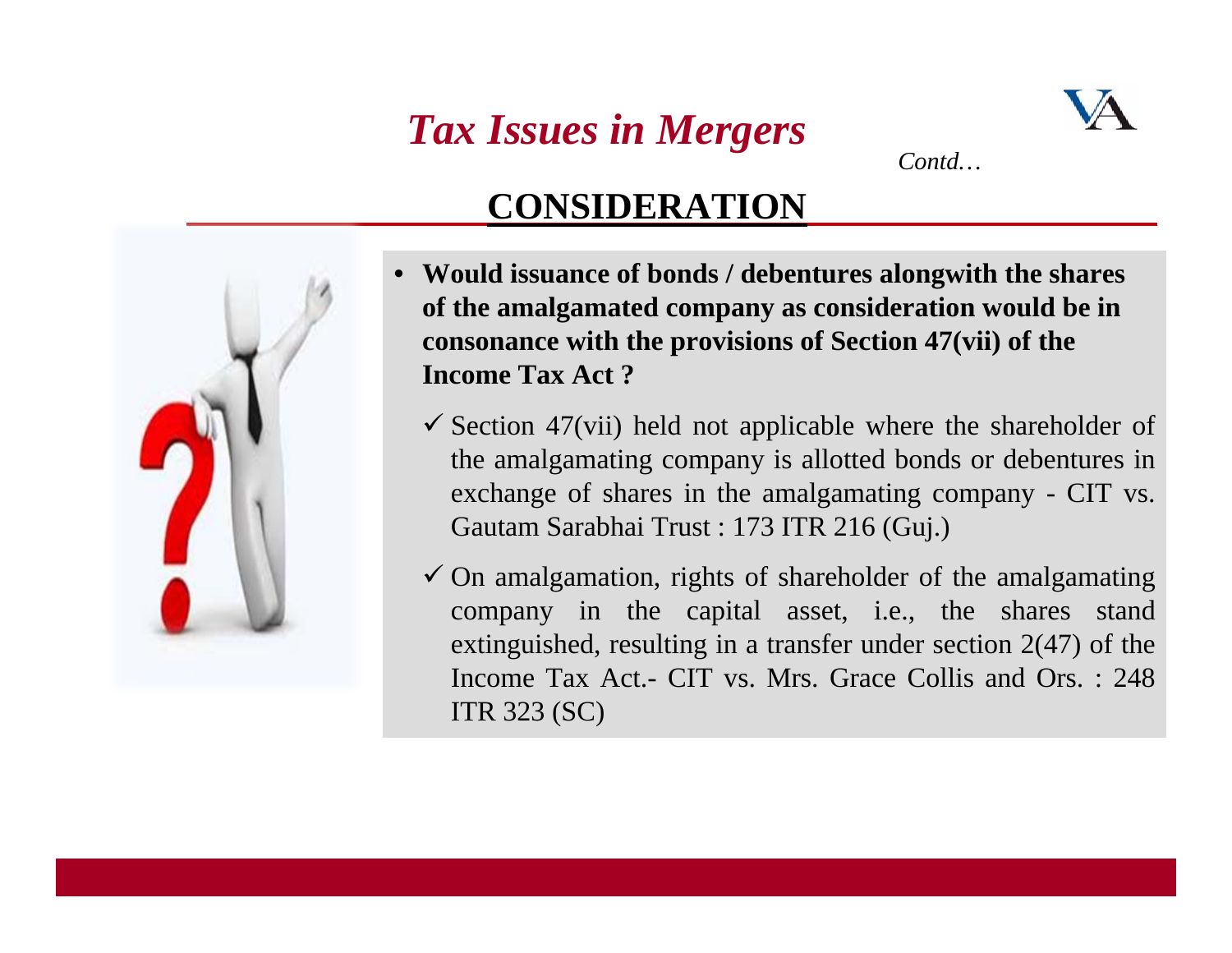# *Tax Issues in Mergers*

*Contd…*

## CONSIDERATION

- **Would issuance of bonds / debentures alongwith the shares of the amalgamated company as consideration would be in consonance with the provisions of Section 47(vii) of the Income Tax Act ?**
  - ✓ Section 47(vii) held not applicable where the shareholder of the amalgamating company is allotted bonds or debentures in exchange of shares in the amalgamating company - CIT vs. Gautam Sarabhai Trust : 173 ITR 216 (Guj.)
  - ✓ On amalgamation, rights of shareholder of the amalgamating company in the capital asset, i.e., the shares stand extinguished, resulting in a transfer under section 2(47) of the Income Tax Act.- CIT vs. Mrs. Grace Collis and Ors. : 248 ITR 323 (SC)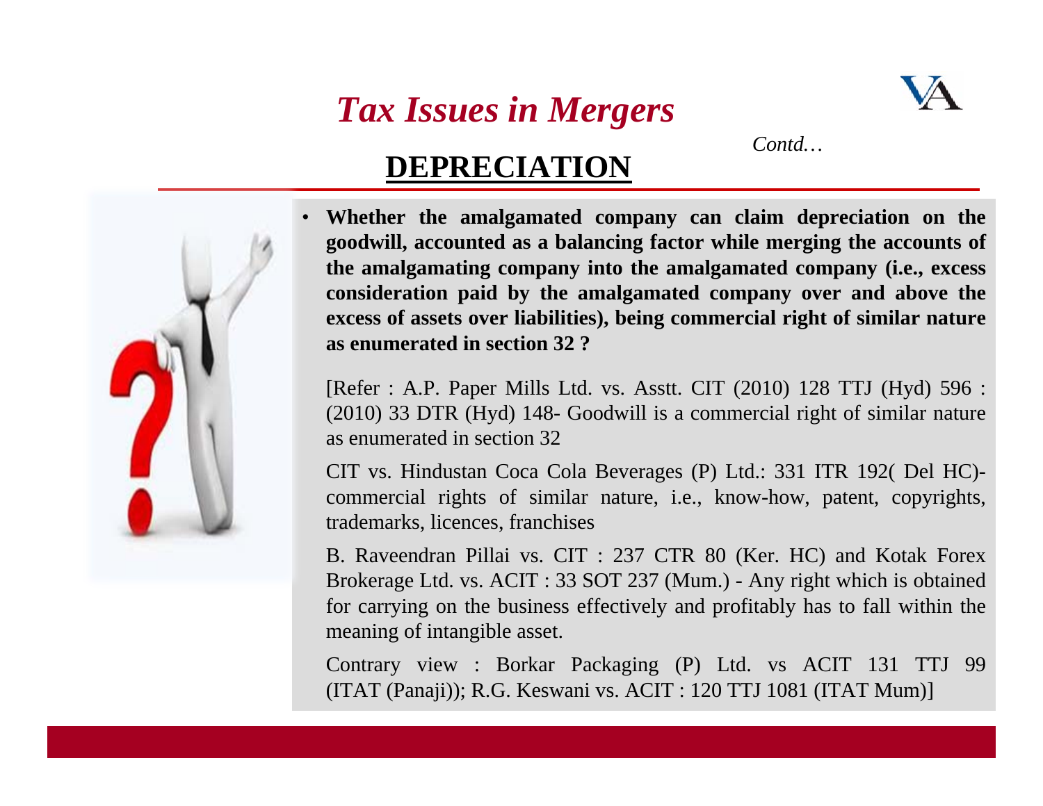# *Tax Issues in Mergers*

*Contd…*

## DEPRECIATION

- **Whether the amalgamated company can claim depreciation on the goodwill, accounted as a balancing factor while merging the accounts of the amalgamating company into the amalgamated company (i.e., excess consideration paid by the amalgamated company over and above the excess of assets over liabilities), being commercial right of similar nature as enumerated in section 32 ?**

  [Refer : A.P. Paper Mills Ltd. vs. Asstt. CIT (2010) 128 TTJ (Hyd) 596 : (2010) 33 DTR (Hyd) 148- Goodwill is a commercial right of similar nature as enumerated in section 32

  CIT vs. Hindustan Coca Cola Beverages (P) Ltd.: 331 ITR 192( Del HC)- commercial rights of similar nature, i.e., know-how, patent, copyrights, trademarks, licences, franchises

  B. Raveendran Pillai vs. CIT : 237 CTR 80 (Ker. HC) and Kotak Forex Brokerage Ltd. vs. ACIT : 33 SOT 237 (Mum.) - Any right which is obtained for carrying on the business effectively and profitably has to fall within the meaning of intangible asset.

  Contrary view : Borkar Packaging (P) Ltd. vs ACIT 131 TTJ 99 (ITAT (Panaji)); R.G. Keswani vs. ACIT : 120 TTJ 1081 (ITAT Mum)]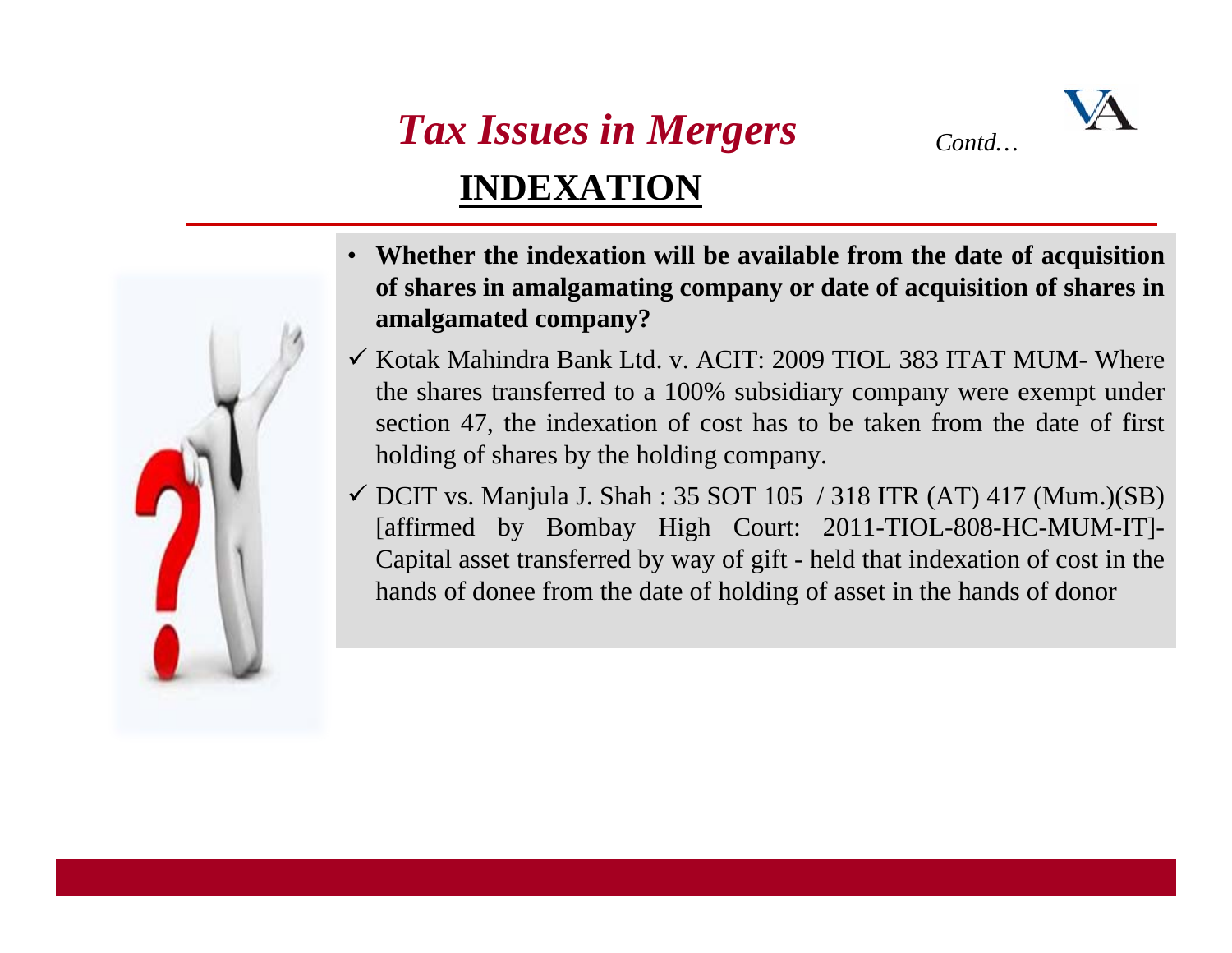# *Tax Issues in Mergers*

*Contd…*

## INDEXATION

- **Whether the indexation will be available from the date of acquisition of shares in amalgamating company or date of acquisition of shares in amalgamated company?**

✓ Kotak Mahindra Bank Ltd. v. ACIT: 2009 TIOL 383 ITAT MUM- Where the shares transferred to a 100% subsidiary company were exempt under section 47, the indexation of cost has to be taken from the date of first holding of shares by the holding company.

✓ DCIT vs. Manjula J. Shah : 35 SOT 105 / 318 ITR (AT) 417 (Mum.)(SB) [affirmed by Bombay High Court: 2011-TIOL-808-HC-MUM-IT]- Capital asset transferred by way of gift - held that indexation of cost in the hands of donee from the date of holding of asset in the hands of donor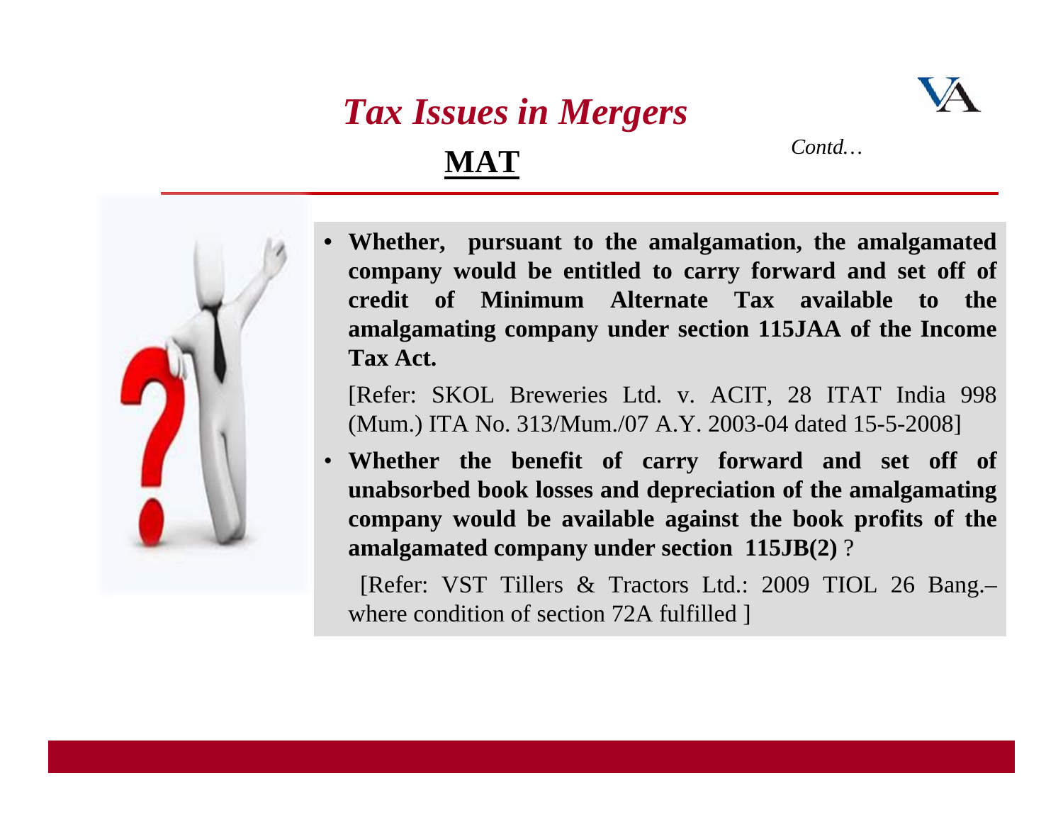# *Tax Issues in Mergers*

## MAT

*Contd…*

- **Whether, pursuant to the amalgamation, the amalgamated company would be entitled to carry forward and set off of credit of Minimum Alternate Tax available to the amalgamating company under section 115JAA of the Income Tax Act.**

  [Refer: SKOL Breweries Ltd. v. ACIT, 28 ITAT India 998 (Mum.) ITA No. 313/Mum./07 A.Y. 2003-04 dated 15-5-2008]

- **Whether the benefit of carry forward and set off of unabsorbed book losses and depreciation of the amalgamating company would be available against the book profits of the amalgamated company under section 115JB(2)** ?

  [Refer: VST Tillers & Tractors Ltd.: 2009 TIOL 26 Bang.– where condition of section 72A fulfilled ]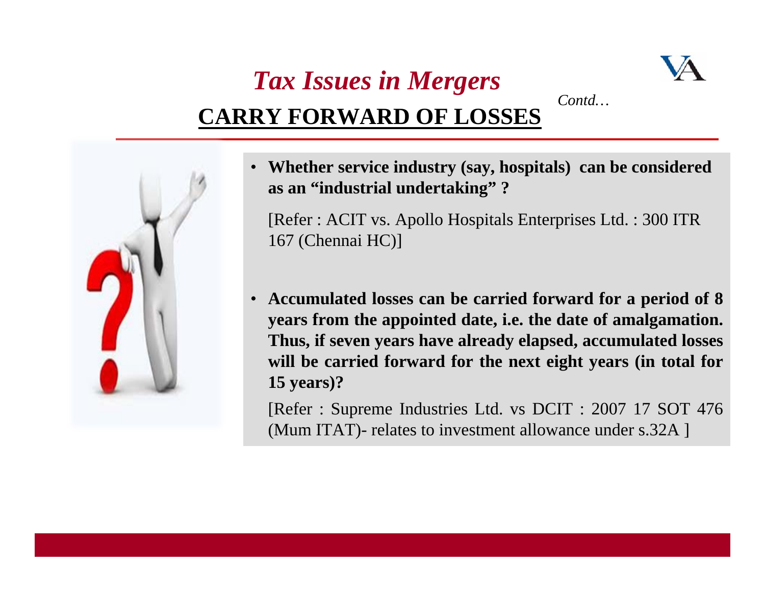# *Tax Issues in Mergers*

## CARRY FORWARD OF LOSSES

*Contd…*

- **Whether service industry (say, hospitals) can be considered as an "industrial undertaking" ?**

  [Refer : ACIT vs. Apollo Hospitals Enterprises Ltd. : 300 ITR 167 (Chennai HC)]

- **Accumulated losses can be carried forward for a period of 8 years from the appointed date, i.e. the date of amalgamation. Thus, if seven years have already elapsed, accumulated losses will be carried forward for the next eight years (in total for 15 years)?**

  [Refer : Supreme Industries Ltd. vs DCIT : 2007 17 SOT 476 (Mum ITAT)- relates to investment allowance under s.32A ]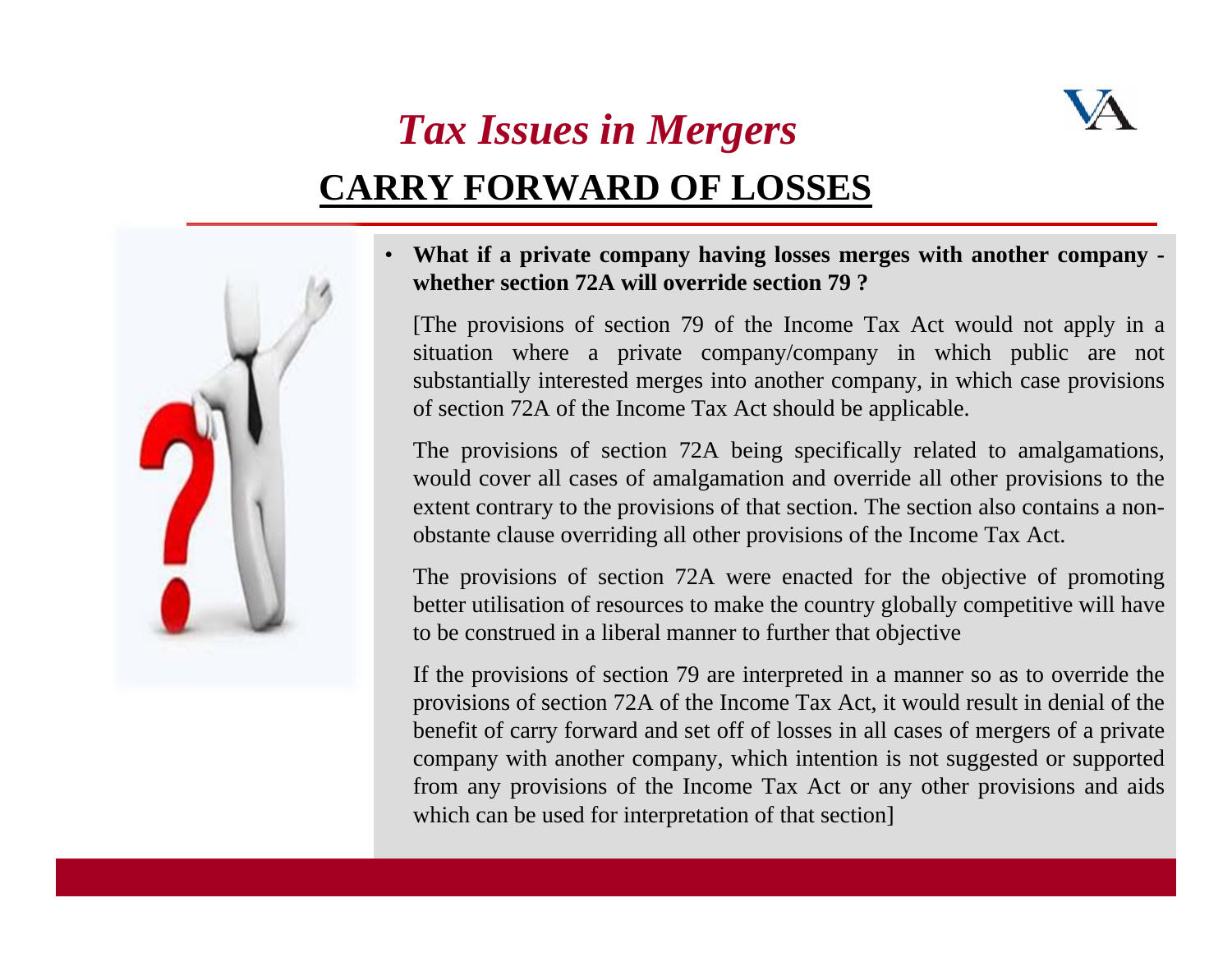# *Tax Issues in Mergers*

## CARRY FORWARD OF LOSSES

- **What if a private company having losses merges with another company - whether section 72A will override section 79 ?**

  [The provisions of section 79 of the Income Tax Act would not apply in a situation where a private company/company in which public are not substantially interested merges into another company, in which case provisions of section 72A of the Income Tax Act should be applicable.

  The provisions of section 72A being specifically related to amalgamations, would cover all cases of amalgamation and override all other provisions to the extent contrary to the provisions of that section. The section also contains a non-obstante clause overriding all other provisions of the Income Tax Act.

  The provisions of section 72A were enacted for the objective of promoting better utilisation of resources to make the country globally competitive will have to be construed in a liberal manner to further that objective

  If the provisions of section 79 are interpreted in a manner so as to override the provisions of section 72A of the Income Tax Act, it would result in denial of the benefit of carry forward and set off of losses in all cases of mergers of a private company with another company, which intention is not suggested or supported from any provisions of the Income Tax Act or any other provisions and aids which can be used for interpretation of that section]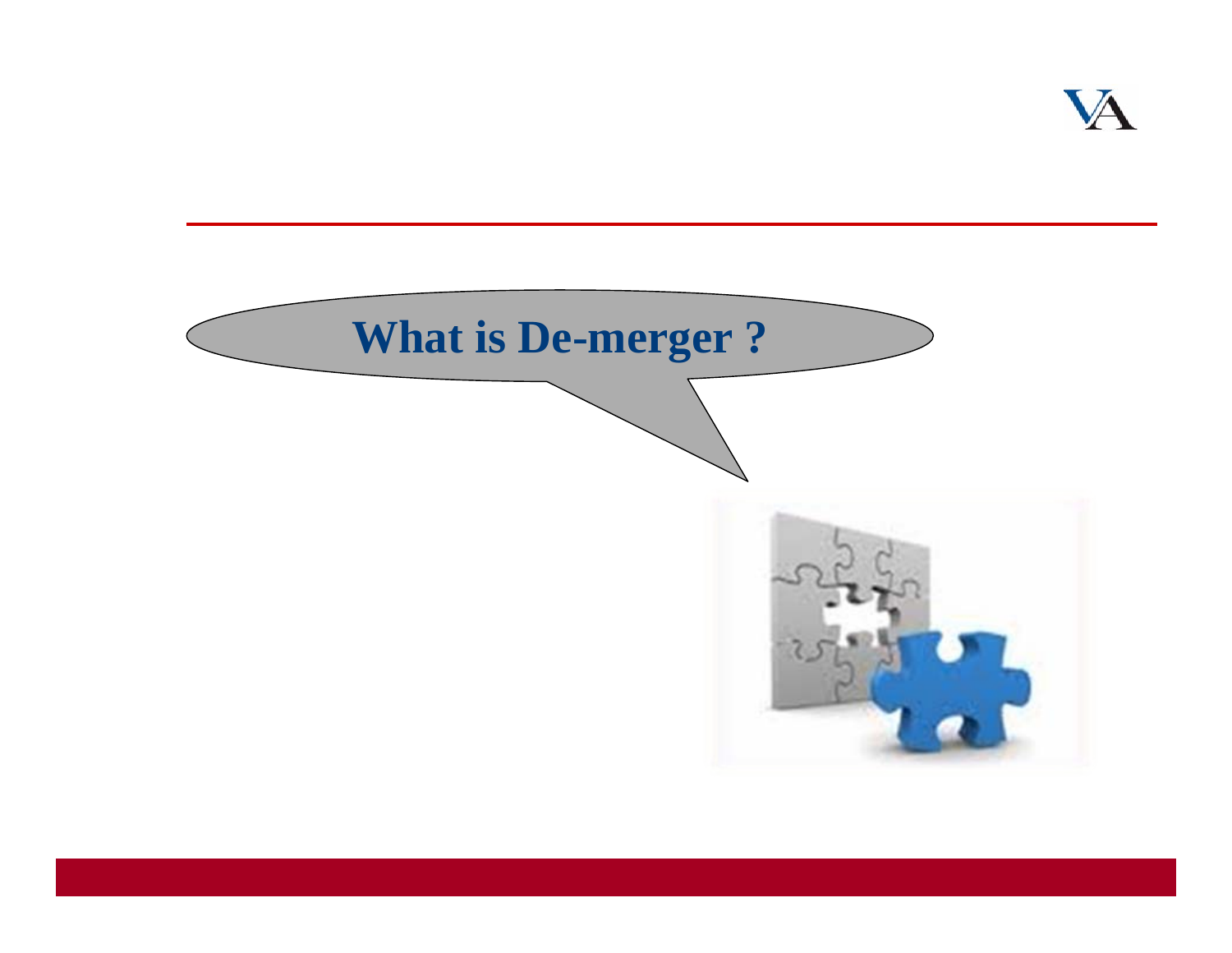## What is De-merger ?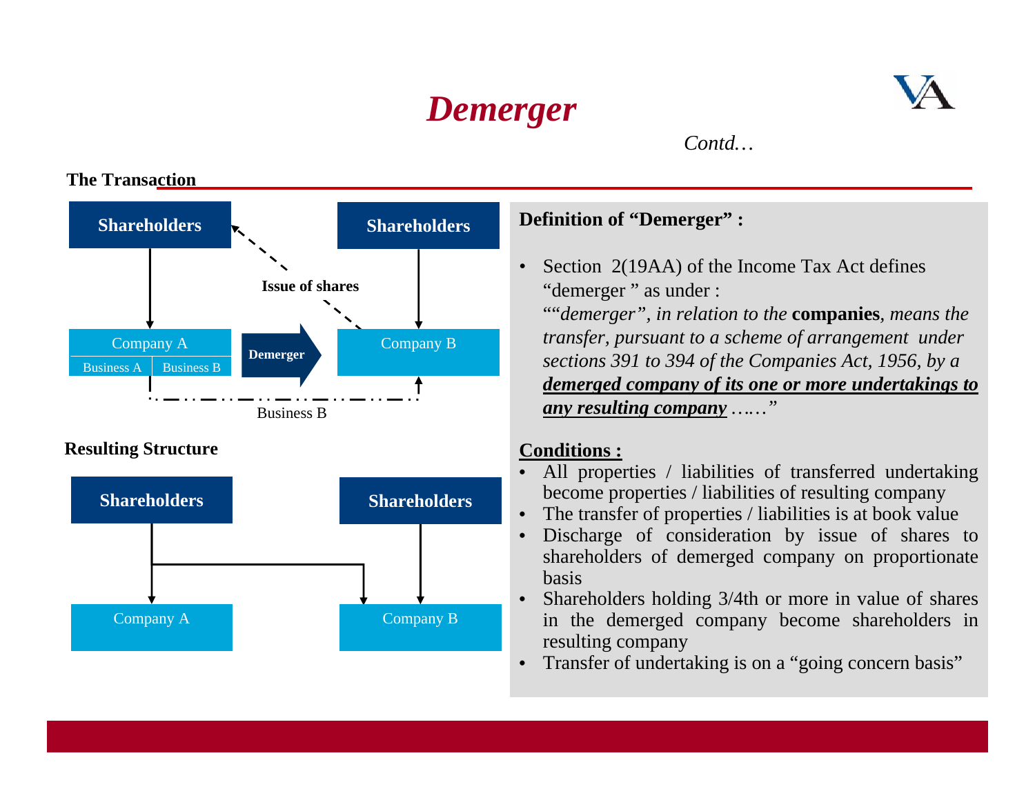# Demerger

*Contd…*

**The Transaction**

Shareholders → Company A (Business A | Business B)

Shareholders → Company B

Demerger

Issue of shares

Business B

**Resulting Structure**

Shareholders → Company A, Company B

Shareholders → Company B

**Definition of "Demerger" :**

- Section 2(19AA) of the Income Tax Act defines "demerger " as under :
  "*"demerger", in relation to the* **companies**, *means the transfer, pursuant to a scheme of arrangement under sections 391 to 394 of the Companies Act, 1956, by a* ***demerged company of its one or more undertakings to any resulting company*** *……"*

**Conditions :**

- All properties / liabilities of transferred undertaking become properties / liabilities of resulting company
- The transfer of properties / liabilities is at book value
- Discharge of consideration by issue of shares to shareholders of demerged company on proportionate basis
- Shareholders holding 3/4th or more in value of shares in the demerged company become shareholders in resulting company
- Transfer of undertaking is on a "going concern basis"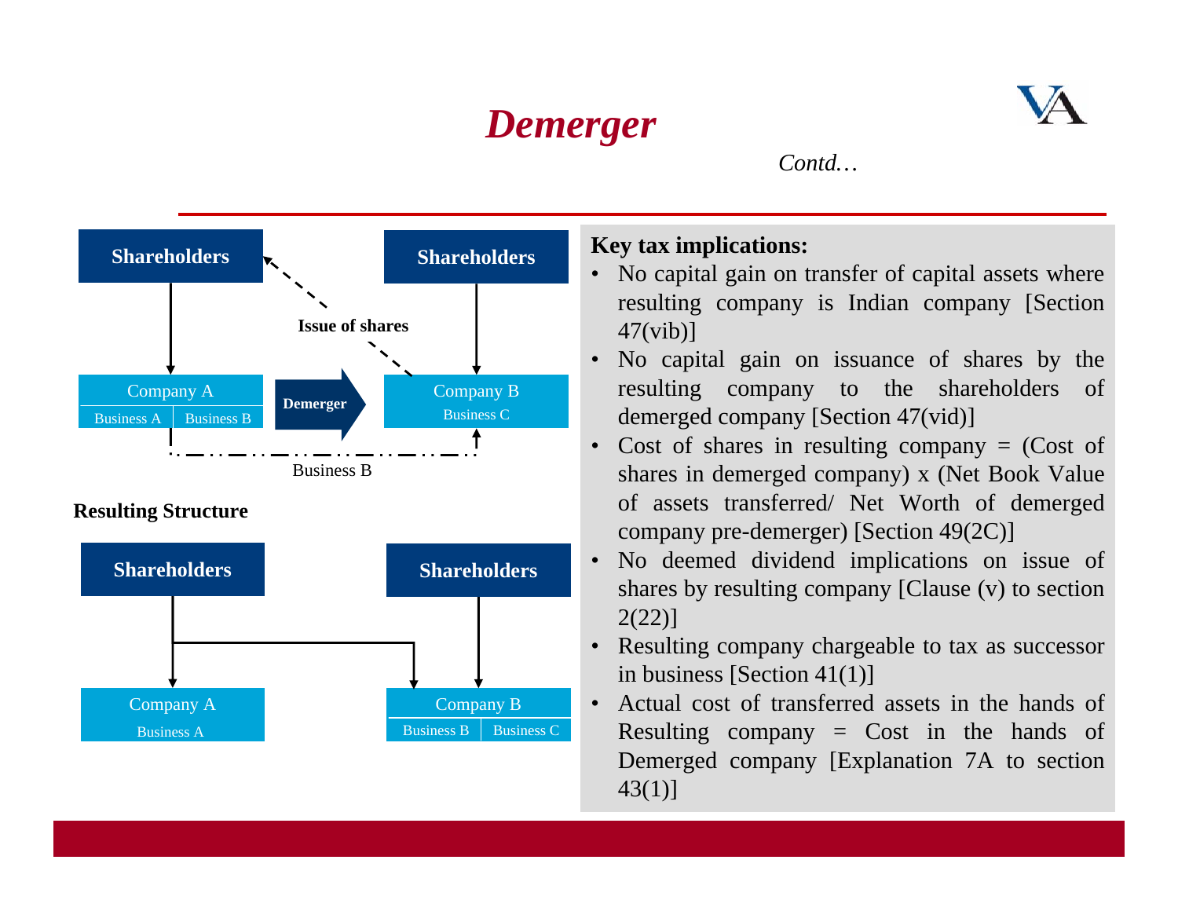# *Demerger*

*Contd…*

Shareholders → Company A (Business A | Business B) — Demerger → Company B (Business C) ← Shareholders

Issue of shares

Business B

**Resulting Structure**

Shareholders → Company A (Business A); Shareholders → Company B (Business B | Business C)

**Key tax implications:**

- No capital gain on transfer of capital assets where resulting company is Indian company [Section 47(vib)]
- No capital gain on issuance of shares by the resulting company to the shareholders of demerged company [Section 47(vid)]
- Cost of shares in resulting company = (Cost of shares in demerged company) x (Net Book Value of assets transferred/ Net Worth of demerged company pre-demerger) [Section 49(2C)]
- No deemed dividend implications on issue of shares by resulting company [Clause (v) to section 2(22)]
- Resulting company chargeable to tax as successor in business [Section 41(1)]
- Actual cost of transferred assets in the hands of Resulting company = Cost in the hands of Demerged company [Explanation 7A to section 43(1)]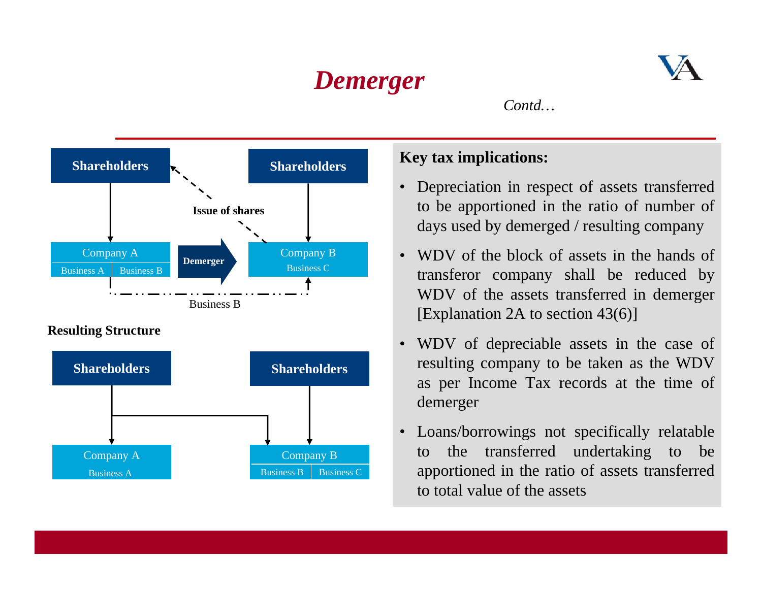# *Demerger*

*Contd…*

Shareholders → Company A (Business A | Business B) — Demerger → Company B (Business C) ← Shareholders

Issue of shares

Business B

**Resulting Structure**

Shareholders → Company A (Business A)

Shareholders → Company B (Business B | Business C)

**Key tax implications:**

- Depreciation in respect of assets transferred to be apportioned in the ratio of number of days used by demerged / resulting company
- WDV of the block of assets in the hands of transferor company shall be reduced by WDV of the assets transferred in demerger [Explanation 2A to section 43(6)]
- WDV of depreciable assets in the case of resulting company to be taken as the WDV as per Income Tax records at the time of demerger
- Loans/borrowings not specifically relatable to the transferred undertaking to be apportioned in the ratio of assets transferred to total value of the assets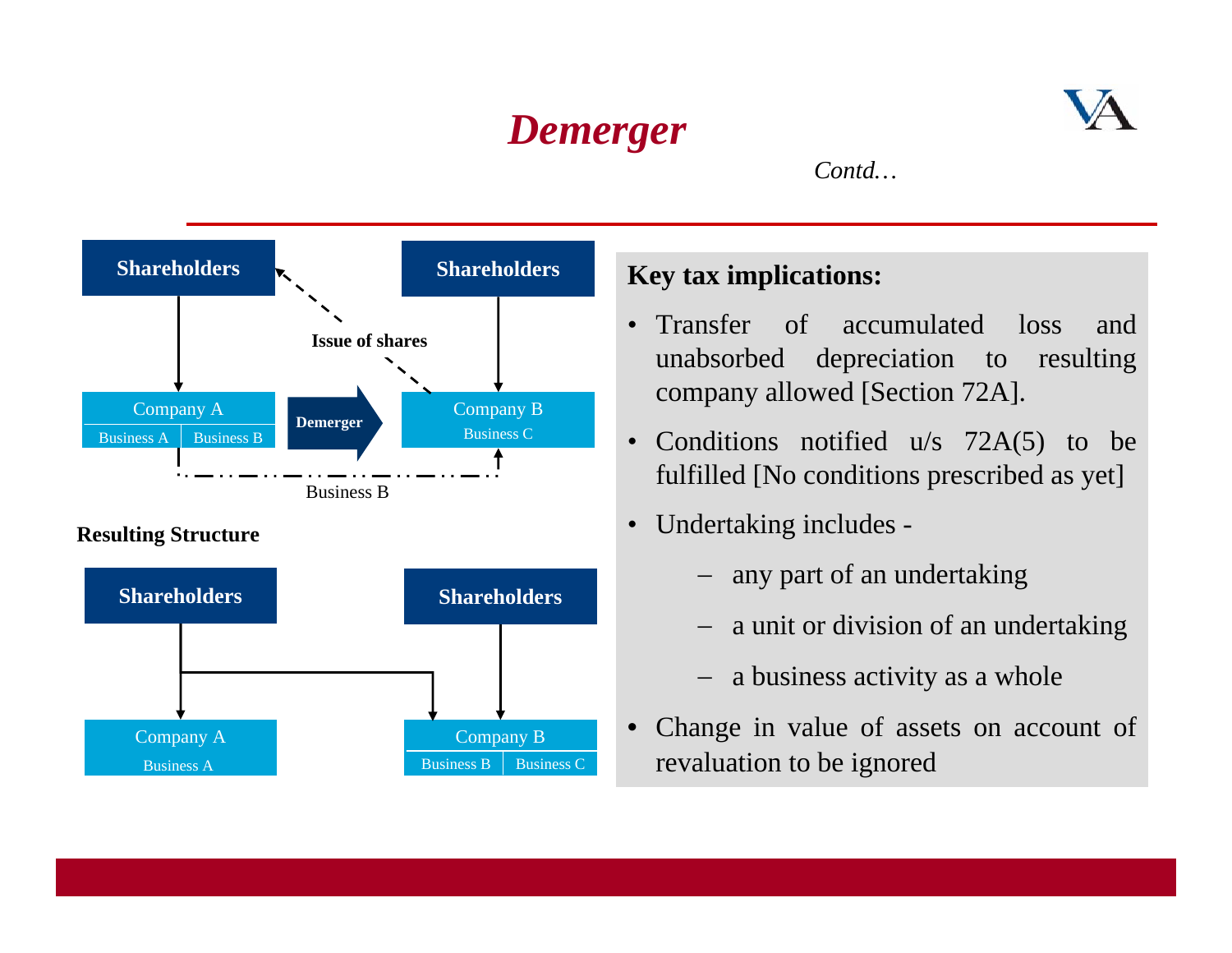# *Demerger*

*Contd…*

**Shareholders** → Company A (Business A | Business B)

**Shareholders** → Company B (Business C)

**Demerger** — Business B transferred from Company A to Company B; **Issue of shares** by Company B to shareholders of Company A

**Resulting Structure**

**Shareholders** → Company A (Business A); **Shareholders** → Company B (Business B | Business C)

**Shareholders** → Company B (Business B | Business C)

**Key tax implications:**

- Transfer of accumulated loss and unabsorbed depreciation to resulting company allowed [Section 72A].
- Conditions notified u/s 72A(5) to be fulfilled [No conditions prescribed as yet]
- Undertaking includes -
  - any part of an undertaking
  - a unit or division of an undertaking
  - a business activity as a whole
- Change in value of assets on account of revaluation to be ignored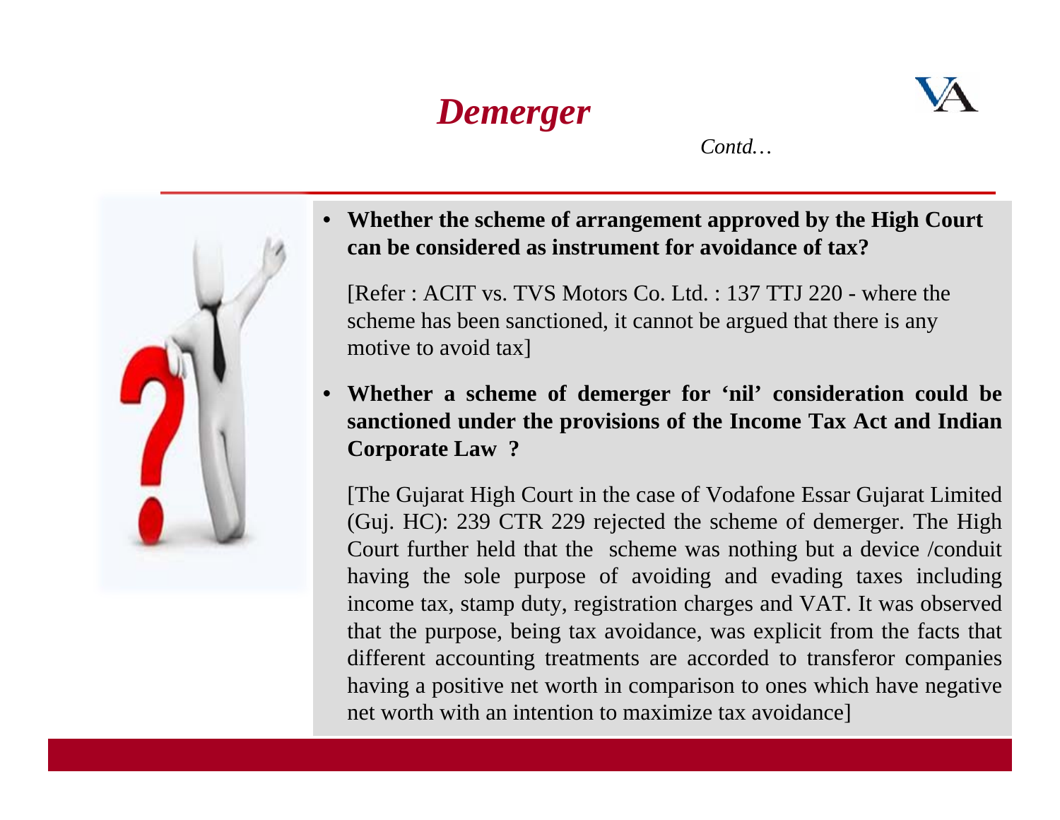# *Demerger*

*Contd…*

- **Whether the scheme of arrangement approved by the High Court can be considered as instrument for avoidance of tax?**

  [Refer : ACIT vs. TVS Motors Co. Ltd. : 137 TTJ 220 - where the scheme has been sanctioned, it cannot be argued that there is any motive to avoid tax]

- **Whether a scheme of demerger for 'nil' consideration could be sanctioned under the provisions of the Income Tax Act and Indian Corporate Law ?**

  [The Gujarat High Court in the case of Vodafone Essar Gujarat Limited (Guj. HC): 239 CTR 229 rejected the scheme of demerger. The High Court further held that the scheme was nothing but a device /conduit having the sole purpose of avoiding and evading taxes including income tax, stamp duty, registration charges and VAT. It was observed that the purpose, being tax avoidance, was explicit from the facts that different accounting treatments are accorded to transferor companies having a positive net worth in comparison to ones which have negative net worth with an intention to maximize tax avoidance]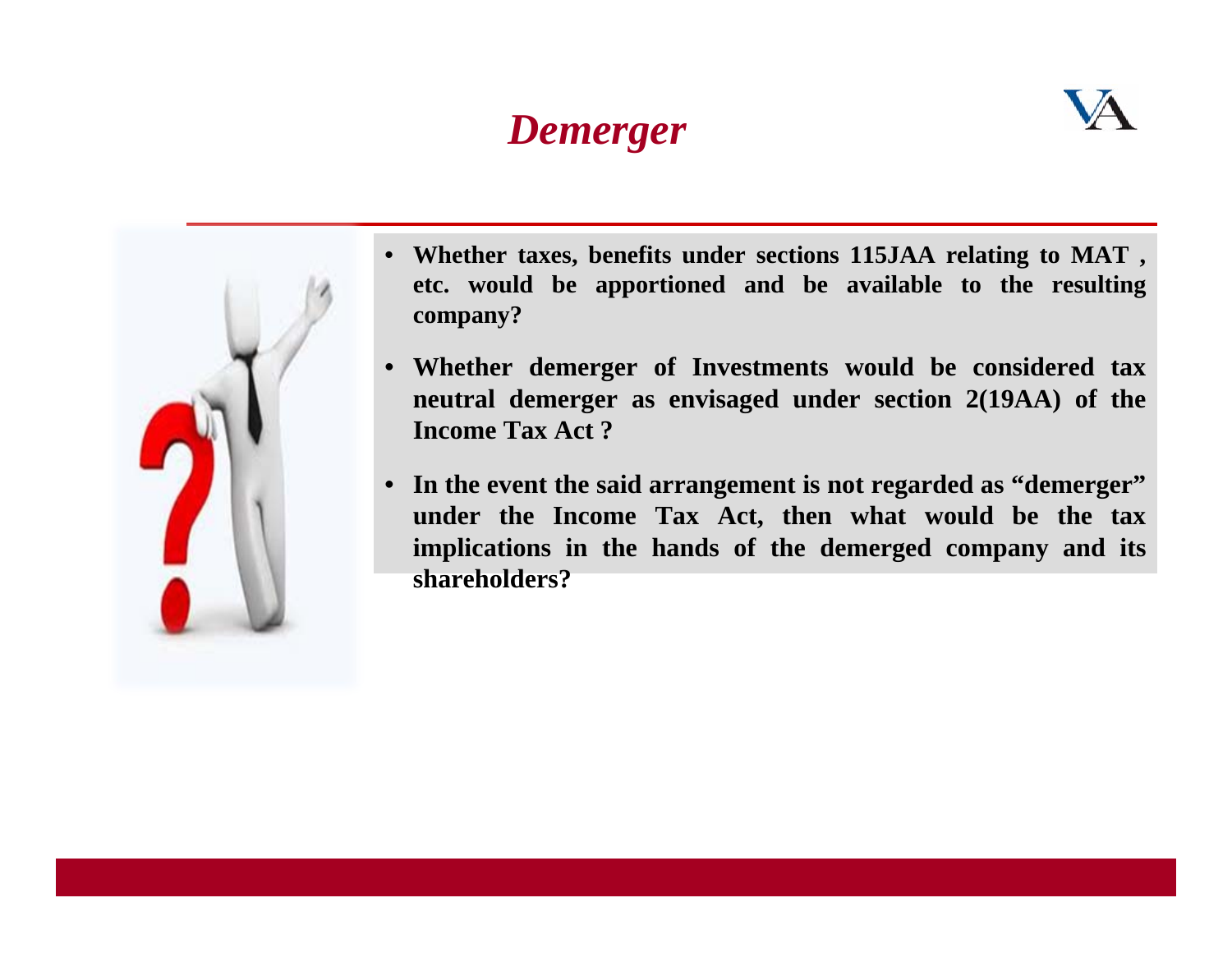# *Demerger*

- **Whether taxes, benefits under sections 115JAA relating to MAT , etc. would be apportioned and be available to the resulting company?**
- **Whether demerger of Investments would be considered tax neutral demerger as envisaged under section 2(19AA) of the Income Tax Act ?**
- **In the event the said arrangement is not regarded as "demerger" under the Income Tax Act, then what would be the tax implications in the hands of the demerged company and its shareholders?**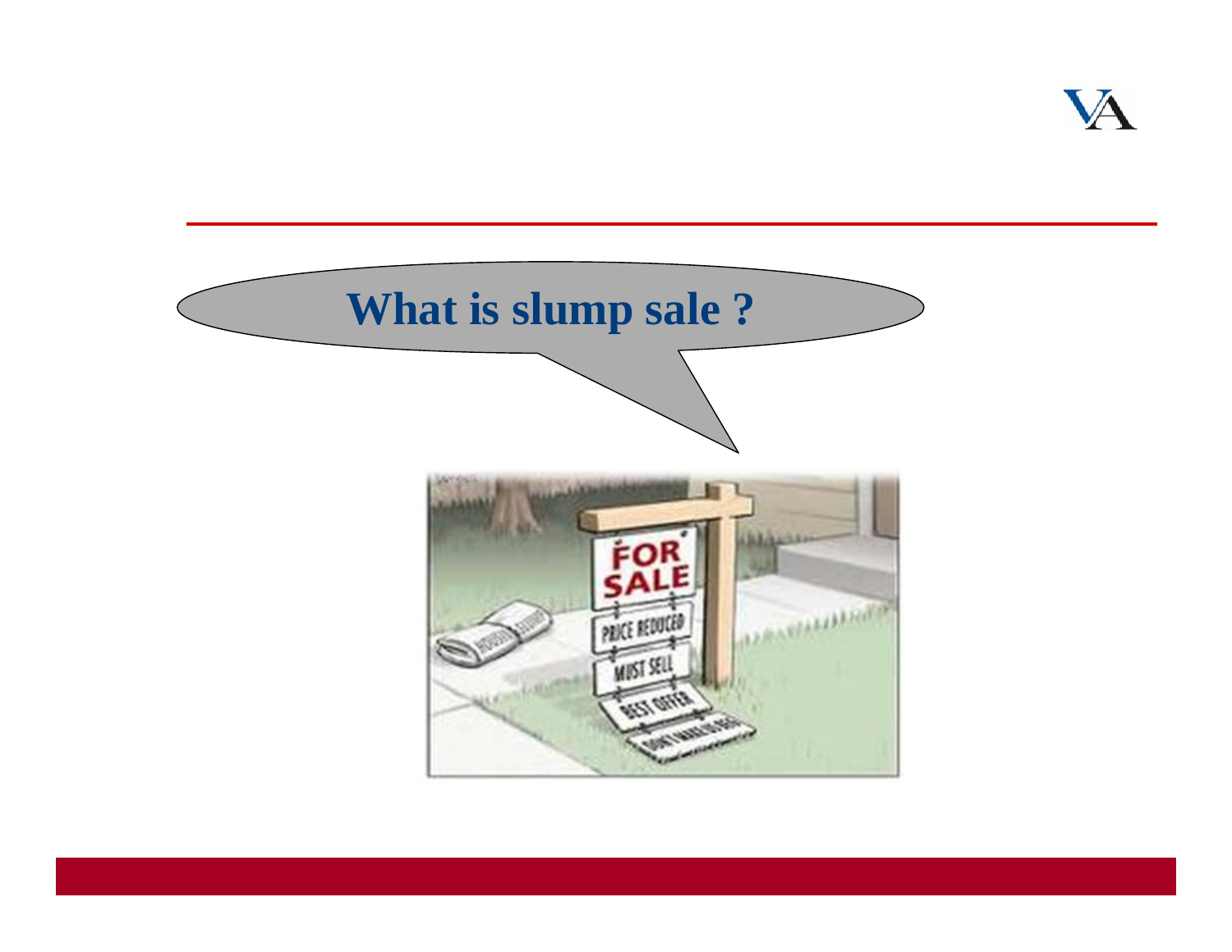# What is slump sale ?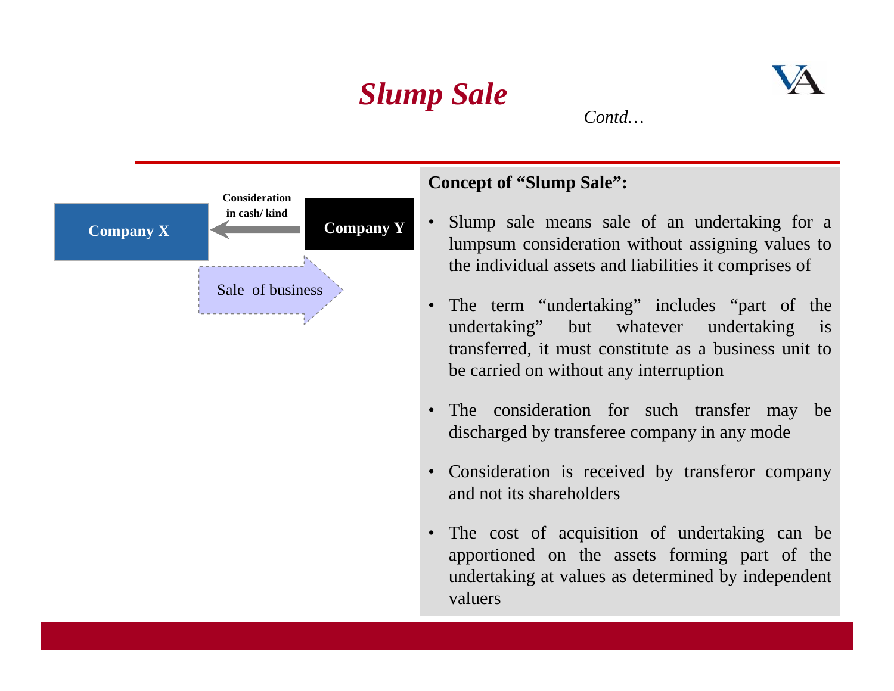# *Slump Sale*

*Contd…*

Company X ← Consideration in cash/ kind ← Company Y

Sale of business →

**Concept of "Slump Sale":**

- Slump sale means sale of an undertaking for a lumpsum consideration without assigning values to the individual assets and liabilities it comprises of
- The term "undertaking" includes "part of the undertaking" but whatever undertaking is transferred, it must constitute as a business unit to be carried on without any interruption
- The consideration for such transfer may be discharged by transferee company in any mode
- Consideration is received by transferor company and not its shareholders
- The cost of acquisition of undertaking can be apportioned on the assets forming part of the undertaking at values as determined by independent valuers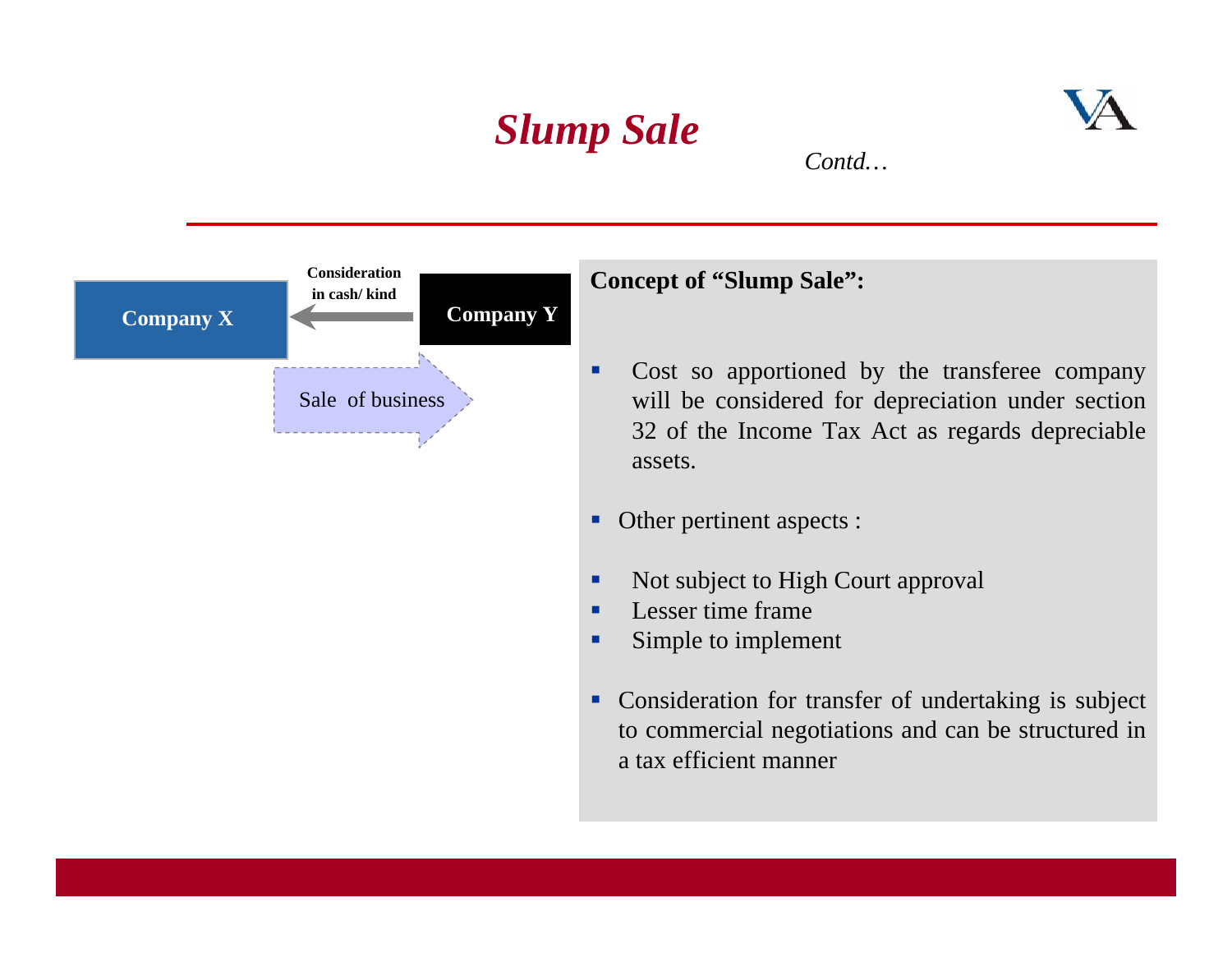# *Slump Sale*

*Contd…*

Company X ← Consideration in cash/ kind ← Company Y

Sale of business →

**Concept of "Slump Sale":**

- Cost so apportioned by the transferee company will be considered for depreciation under section 32 of the Income Tax Act as regards depreciable assets.

- Other pertinent aspects :

- Not subject to High Court approval
- Lesser time frame
- Simple to implement

- Consideration for transfer of undertaking is subject to commercial negotiations and can be structured in a tax efficient manner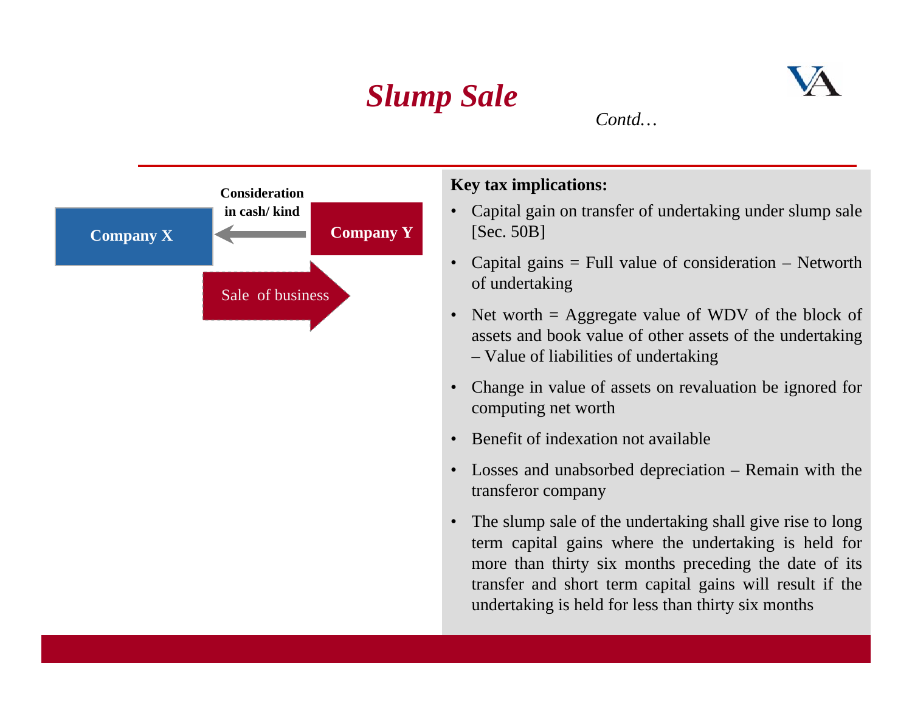# *Slump Sale*

*Contd…*

Consideration in cash/ kind

Company X

Company Y

Sale of business

**Key tax implications:**

- Capital gain on transfer of undertaking under slump sale [Sec. 50B]
- Capital gains = Full value of consideration – Networth of undertaking
- Net worth = Aggregate value of WDV of the block of assets and book value of other assets of the undertaking – Value of liabilities of undertaking
- Change in value of assets on revaluation be ignored for computing net worth
- Benefit of indexation not available
- Losses and unabsorbed depreciation – Remain with the transferor company
- The slump sale of the undertaking shall give rise to long term capital gains where the undertaking is held for more than thirty six months preceding the date of its transfer and short term capital gains will result if the undertaking is held for less than thirty six months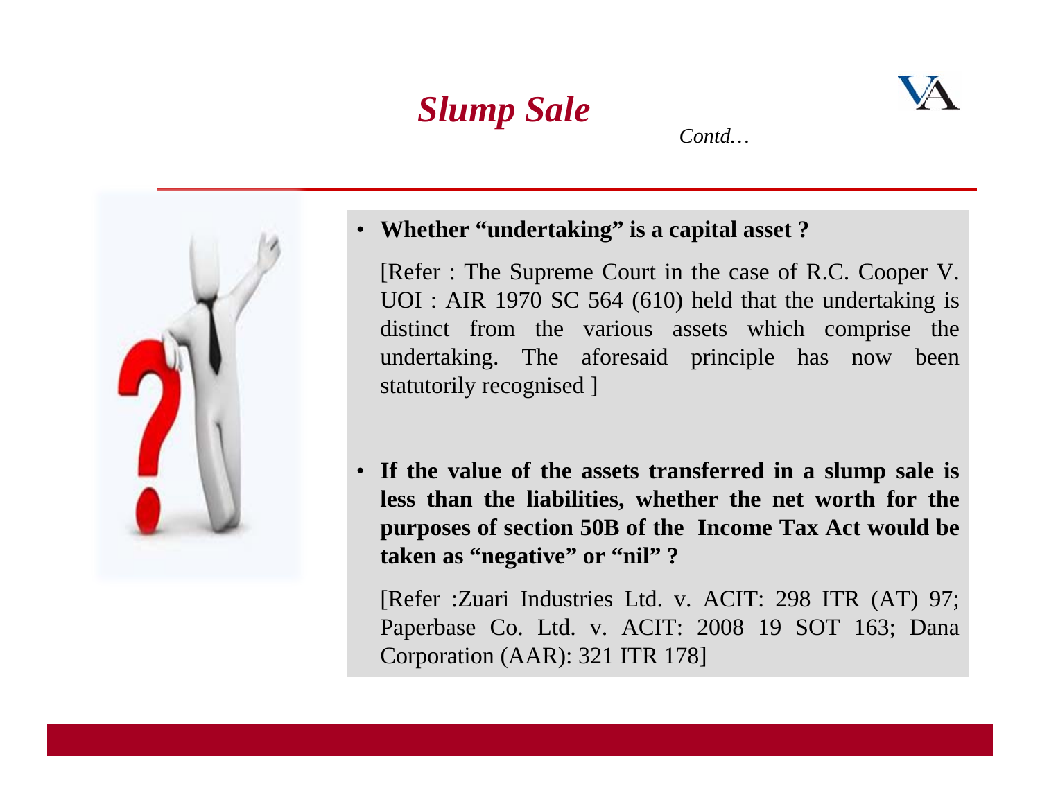# *Slump Sale*

*Contd…*

- **Whether "undertaking" is a capital asset ?**

  [Refer : The Supreme Court in the case of R.C. Cooper V. UOI : AIR 1970 SC 564 (610) held that the undertaking is distinct from the various assets which comprise the undertaking. The aforesaid principle has now been statutorily recognised ]

- **If the value of the assets transferred in a slump sale is less than the liabilities, whether the net worth for the purposes of section 50B of the Income Tax Act would be taken as "negative" or "nil" ?**

  [Refer :Zuari Industries Ltd. v. ACIT: 298 ITR (AT) 97; Paperbase Co. Ltd. v. ACIT: 2008 19 SOT 163; Dana Corporation (AAR): 321 ITR 178]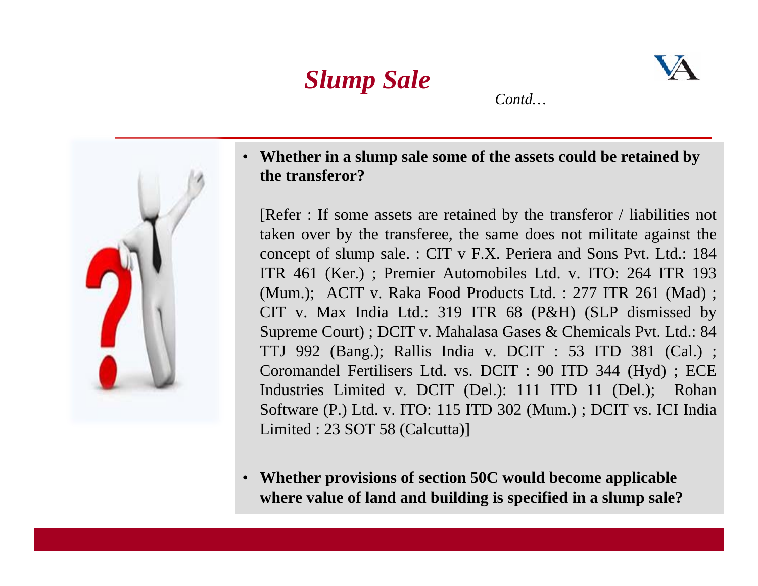# *Slump Sale*

*Contd…*

- **Whether in a slump sale some of the assets could be retained by the transferor?**

  [Refer : If some assets are retained by the transferor / liabilities not taken over by the transferee, the same does not militate against the concept of slump sale. : CIT v F.X. Periera and Sons Pvt. Ltd.: 184 ITR 461 (Ker.) ; Premier Automobiles Ltd. v. ITO: 264 ITR 193 (Mum.); ACIT v. Raka Food Products Ltd. : 277 ITR 261 (Mad) ; CIT v. Max India Ltd.: 319 ITR 68 (P&H) (SLP dismissed by Supreme Court) ; DCIT v. Mahalasa Gases & Chemicals Pvt. Ltd.: 84 TTJ 992 (Bang.); Rallis India v. DCIT : 53 ITD 381 (Cal.) ; Coromandel Fertilisers Ltd. vs. DCIT : 90 ITD 344 (Hyd) ; ECE Industries Limited v. DCIT (Del.): 111 ITD 11 (Del.); Rohan Software (P.) Ltd. v. ITO: 115 ITD 302 (Mum.) ; DCIT vs. ICI India Limited : 23 SOT 58 (Calcutta)]

- **Whether provisions of section 50C would become applicable where value of land and building is specified in a slump sale?**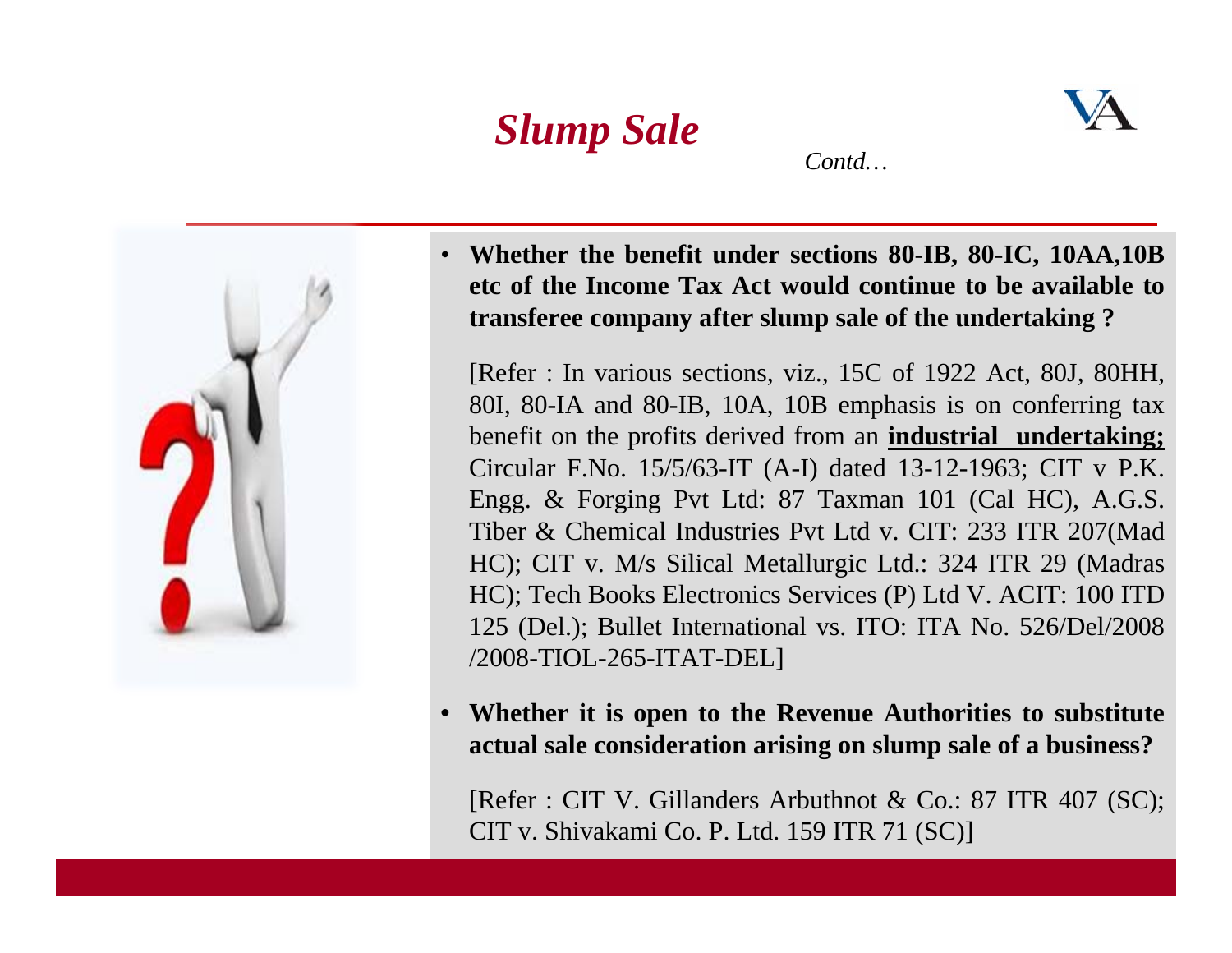# *Slump Sale*

*Contd…*

- **Whether the benefit under sections 80-IB, 80-IC, 10AA,10B etc of the Income Tax Act would continue to be available to transferee company after slump sale of the undertaking ?**

  [Refer : In various sections, viz., 15C of 1922 Act, 80J, 80HH, 80I, 80-IA and 80-IB, 10A, 10B emphasis is on conferring tax benefit on the profits derived from an **industrial undertaking;** Circular F.No. 15/5/63-IT (A-I) dated 13-12-1963; CIT v P.K. Engg. & Forging Pvt Ltd: 87 Taxman 101 (Cal HC), A.G.S. Tiber & Chemical Industries Pvt Ltd v. CIT: 233 ITR 207(Mad HC); CIT v. M/s Silical Metallurgic Ltd.: 324 ITR 29 (Madras HC); Tech Books Electronics Services (P) Ltd V. ACIT: 100 ITD 125 (Del.); Bullet International vs. ITO: ITA No. 526/Del/2008 /2008-TIOL-265-ITAT-DEL]

- **Whether it is open to the Revenue Authorities to substitute actual sale consideration arising on slump sale of a business?**

  [Refer : CIT V. Gillanders Arbuthnot & Co.: 87 ITR 407 (SC); CIT v. Shivakami Co. P. Ltd. 159 ITR 71 (SC)]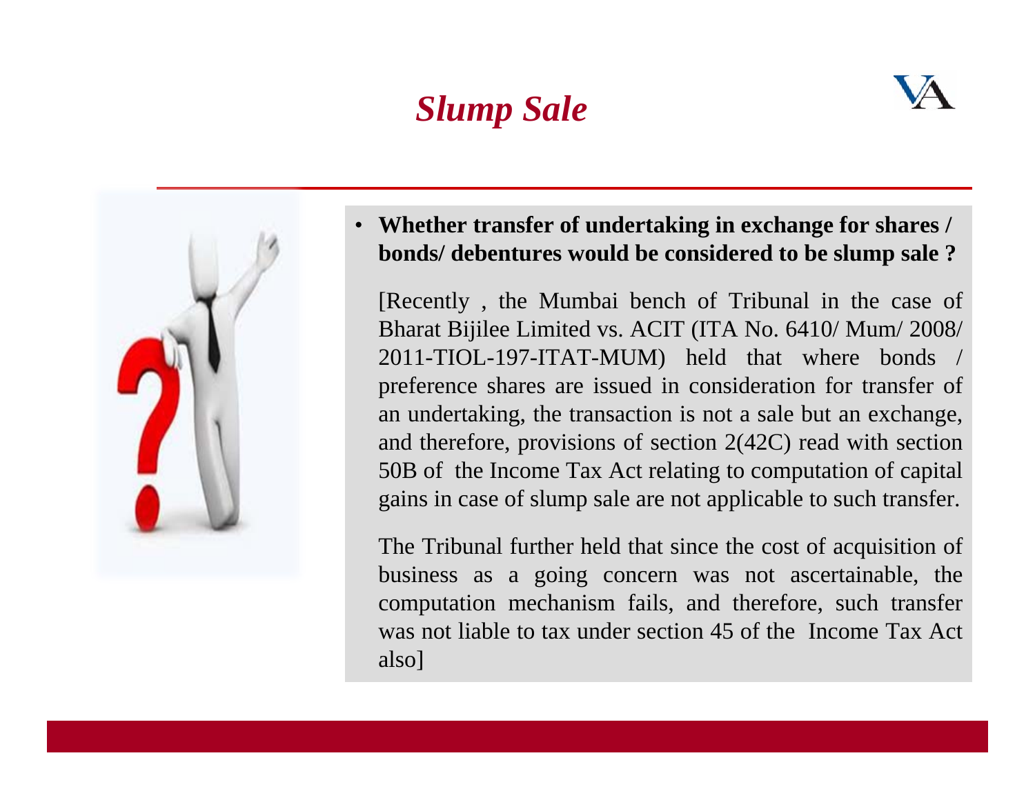# *Slump Sale*

- **Whether transfer of undertaking in exchange for shares / bonds/ debentures would be considered to be slump sale ?**

  [Recently , the Mumbai bench of Tribunal in the case of Bharat Bijilee Limited vs. ACIT (ITA No. 6410/ Mum/ 2008/ 2011-TIOL-197-ITAT-MUM) held that where bonds / preference shares are issued in consideration for transfer of an undertaking, the transaction is not a sale but an exchange, and therefore, provisions of section 2(42C) read with section 50B of the Income Tax Act relating to computation of capital gains in case of slump sale are not applicable to such transfer.

  The Tribunal further held that since the cost of acquisition of business as a going concern was not ascertainable, the computation mechanism fails, and therefore, such transfer was not liable to tax under section 45 of the Income Tax Act also]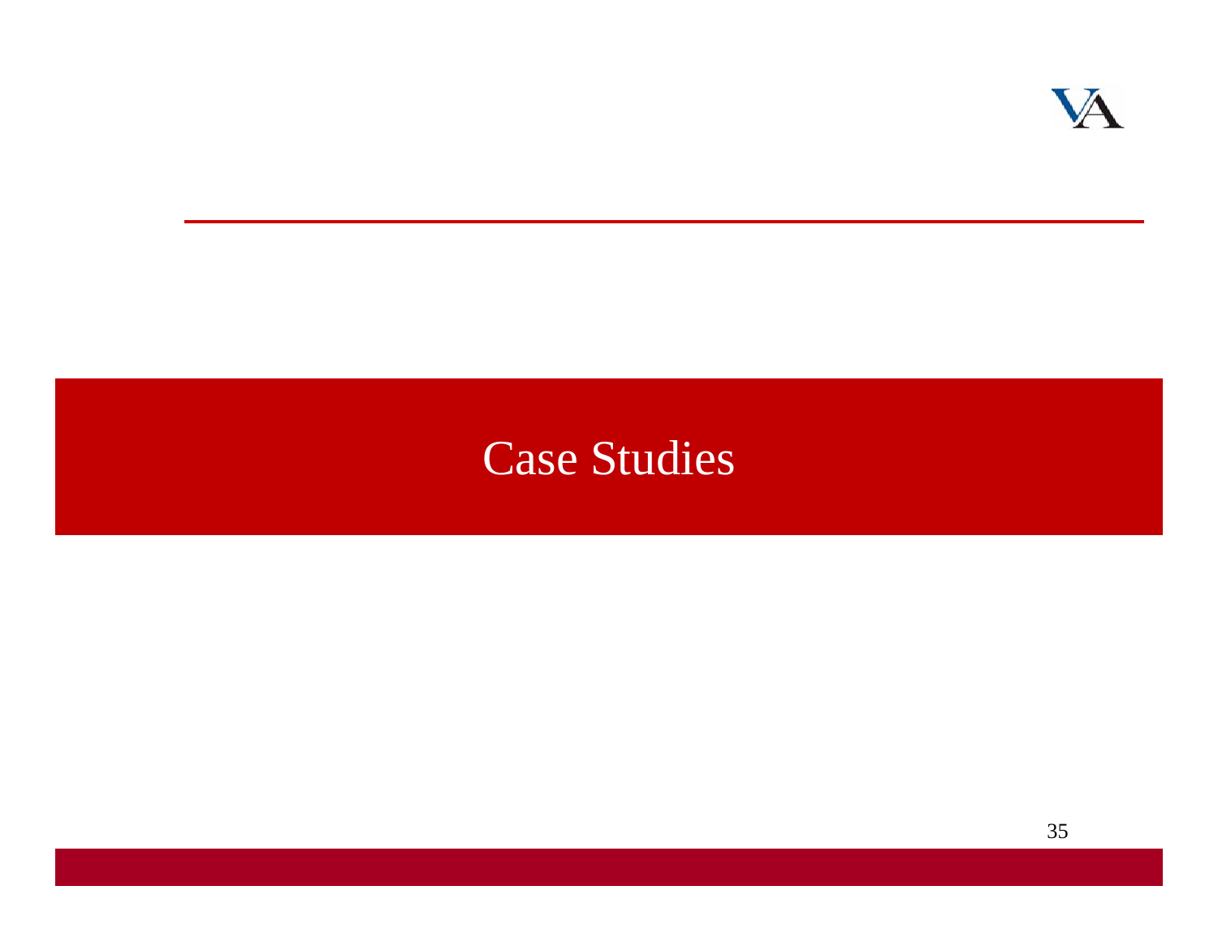# Case Studies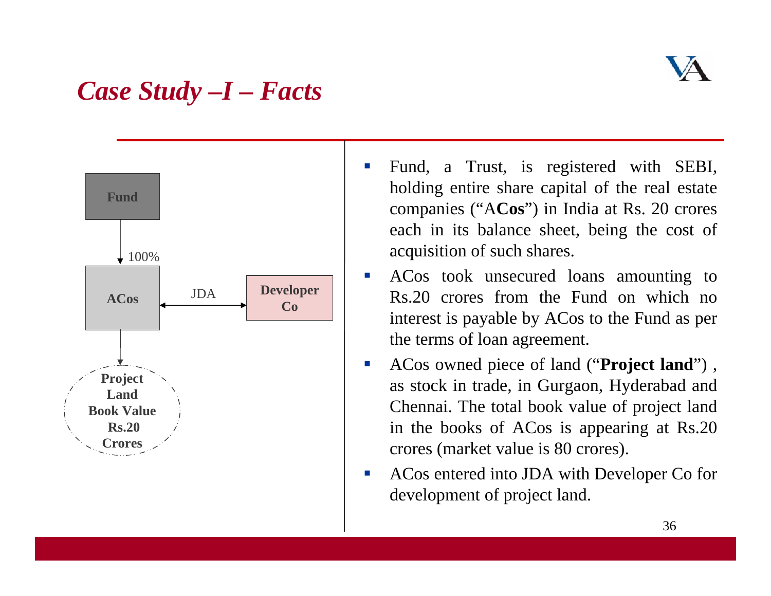# *Case Study –I – Facts*

Fund

100%

ACos

JDA

Developer Co

Project Land Book Value Rs.20 Crores

- Fund, a Trust, is registered with SEBI, holding entire share capital of the real estate companies ("A**Cos**") in India at Rs. 20 crores each in its balance sheet, being the cost of acquisition of such shares.
- ACos took unsecured loans amounting to Rs.20 crores from the Fund on which no interest is payable by ACos to the Fund as per the terms of loan agreement.
- ACos owned piece of land ("**Project land**") , as stock in trade, in Gurgaon, Hyderabad and Chennai. The total book value of project land in the books of ACos is appearing at Rs.20 crores (market value is 80 crores).
- ACos entered into JDA with Developer Co for development of project land.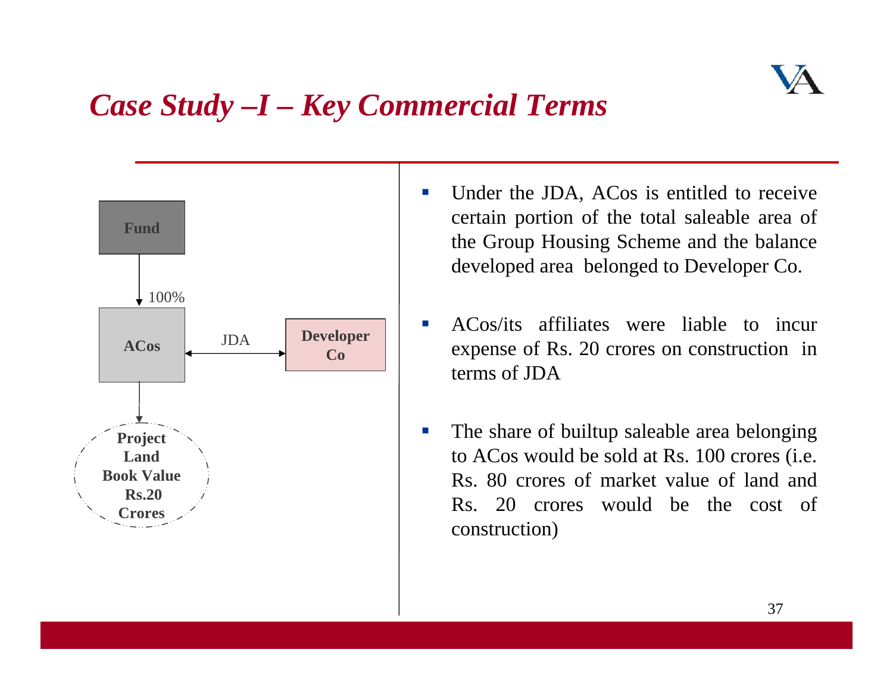# *Case Study –I – Key Commercial Terms*

Fund

100%

ACos

JDA

Developer Co

Project Land Book Value Rs.20 Crores

- Under the JDA, ACos is entitled to receive certain portion of the total saleable area of the Group Housing Scheme and the balance developed area belonged to Developer Co.
- ACos/its affiliates were liable to incur expense of Rs. 20 crores on construction in terms of JDA
- The share of builtup saleable area belonging to ACos would be sold at Rs. 100 crores (i.e. Rs. 80 crores of market value of land and Rs. 20 crores would be the cost of construction)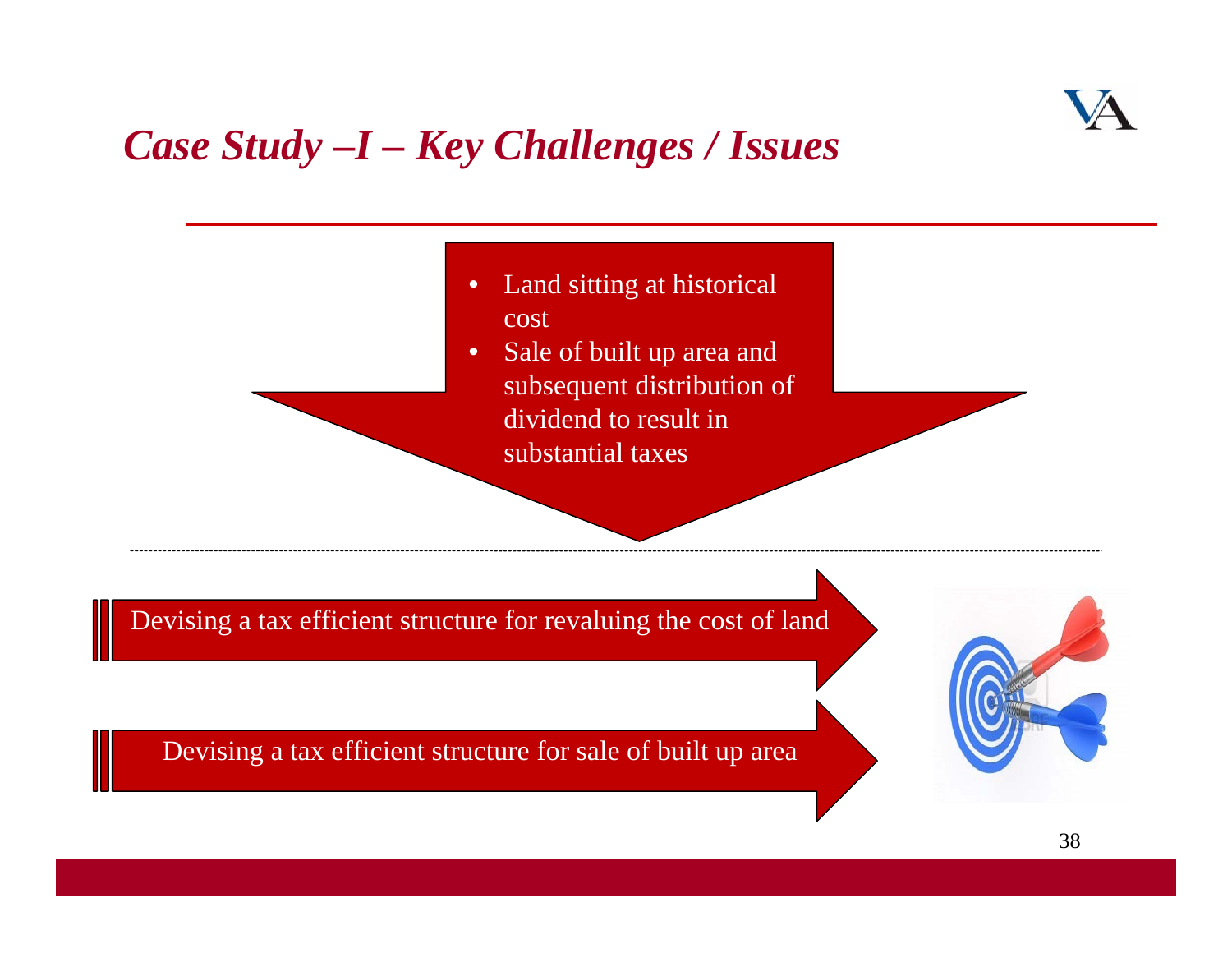# *Case Study –I – Key Challenges / Issues*

- Land sitting at historical cost
- Sale of built up area and subsequent distribution of dividend to result in substantial taxes

Devising a tax efficient structure for revaluing the cost of land

Devising a tax efficient structure for sale of built up area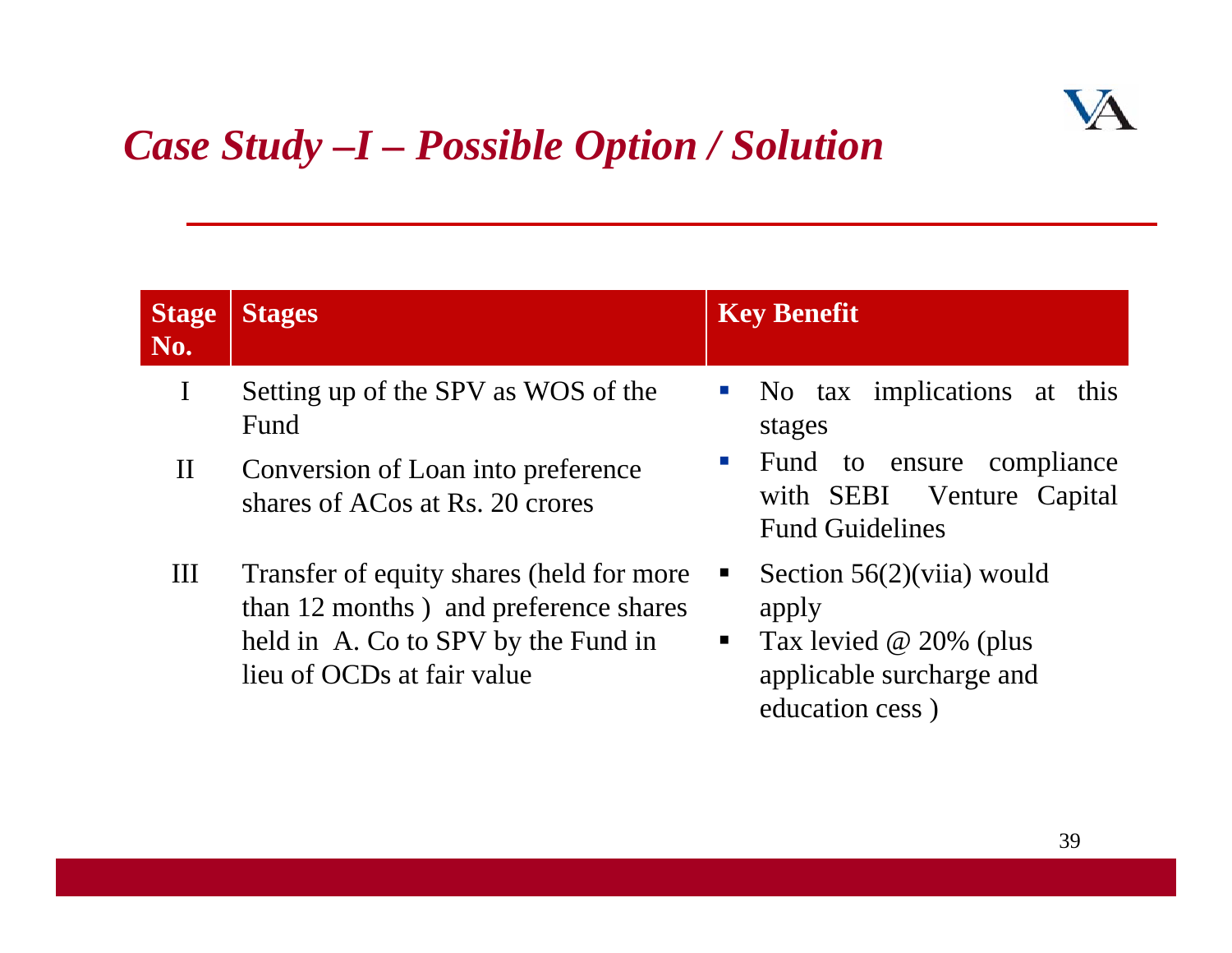# *Case Study –I – Possible Option / Solution*

| Stage No. | Stages | Key Benefit |
|---|---|---|
| I | Setting up of the SPV as WOS of the Fund | ▪ No tax implications at this stages |
| II | Conversion of Loan into preference shares of ACos at Rs. 20 crores | ▪ Fund to ensure compliance with SEBI Venture Capital Fund Guidelines |
| III | Transfer of equity shares (held for more than 12 months ) and preference shares held in A. Co to SPV by the Fund in lieu of OCDs at fair value | ▪ Section 56(2)(viia) would apply<br>▪ Tax levied @ 20% (plus applicable surcharge and education cess ) |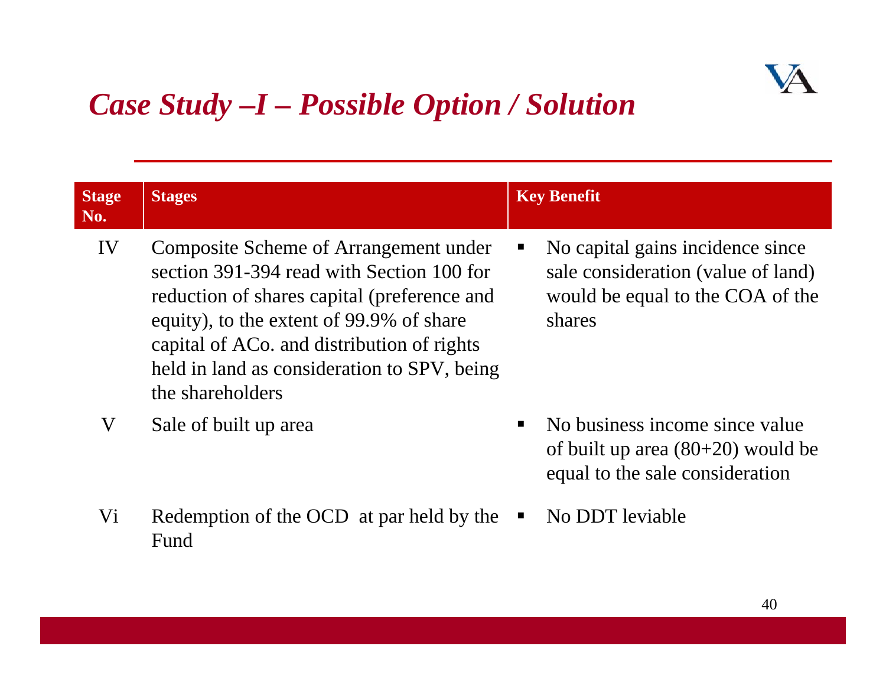# *Case Study –I – Possible Option / Solution*

| Stage No. | Stages | Key Benefit |
|---|---|---|
| IV | Composite Scheme of Arrangement under section 391-394 read with Section 100 for reduction of shares capital (preference and equity), to the extent of 99.9% of share capital of ACo. and distribution of rights held in land as consideration to SPV, being the shareholders | ▪ No capital gains incidence since sale consideration (value of land) would be equal to the COA of the shares |
| V | Sale of built up area | ▪ No business income since value of built up area (80+20) would be equal to the sale consideration |
| Vi | Redemption of the OCD at par held by the Fund | ▪ No DDT leviable |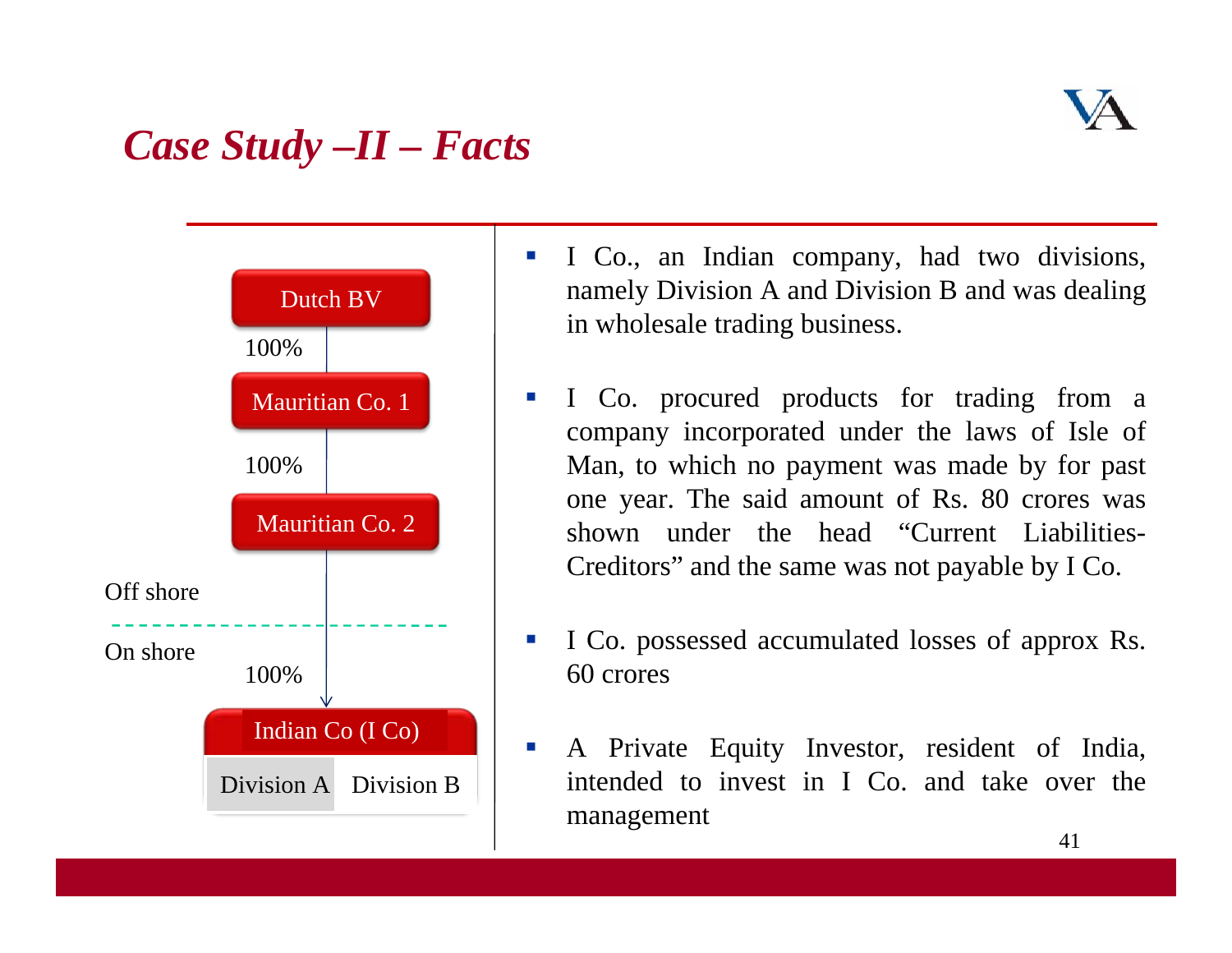# *Case Study –II – Facts*

Dutch BV
100%
Mauritian Co. 1
100%
Mauritian Co. 2

Off shore

On shore

100%
Indian Co (I Co)

Division A | Division B

- I Co., an Indian company, had two divisions, namely Division A and Division B and was dealing in wholesale trading business.
- I Co. procured products for trading from a company incorporated under the laws of Isle of Man, to which no payment was made by for past one year. The said amount of Rs. 80 crores was shown under the head "Current Liabilities-Creditors" and the same was not payable by I Co.
- I Co. possessed accumulated losses of approx Rs. 60 crores
- A Private Equity Investor, resident of India, intended to invest in I Co. and take over the management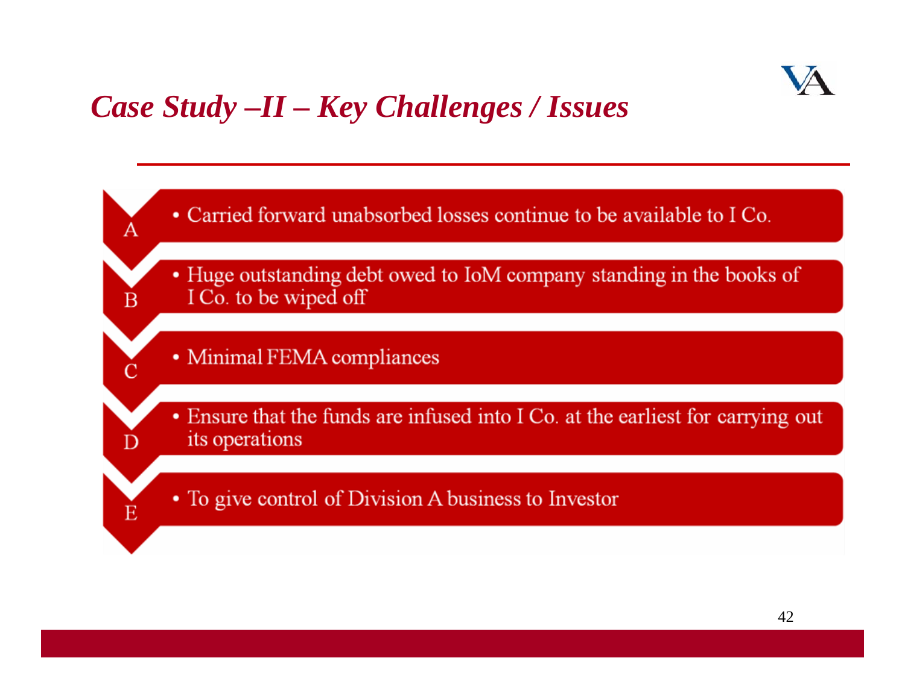## *Case Study –II – Key Challenges / Issues*

A
- Carried forward unabsorbed losses continue to be available to I Co.

B
- Huge outstanding debt owed to IoM company standing in the books of I Co. to be wiped off

C
- Minimal FEMA compliances

D
- Ensure that the funds are infused into I Co. at the earliest for carrying out its operations

E
- To give control of Division A business to Investor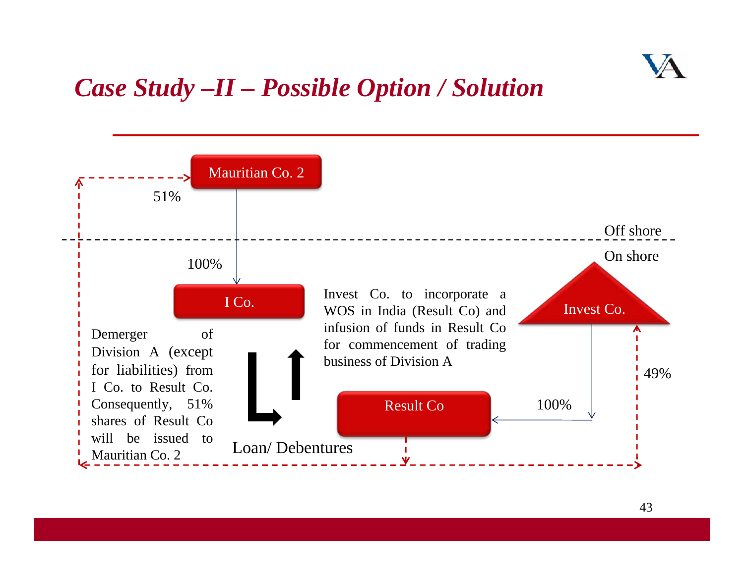# Case Study –II – Possible Option / Solution

Mauritian Co. 2

51%

Off shore

On shore

100%

I Co.

Invest Co. to incorporate a WOS in India (Result Co) and infusion of funds in Result Co for commencement of trading business of Division A

Invest Co.

Demerger of Division A (except for liabilities) from I Co. to Result Co. Consequently, 51% shares of Result Co will be issued to Mauritian Co. 2

49%

Result Co

100%

Loan/ Debentures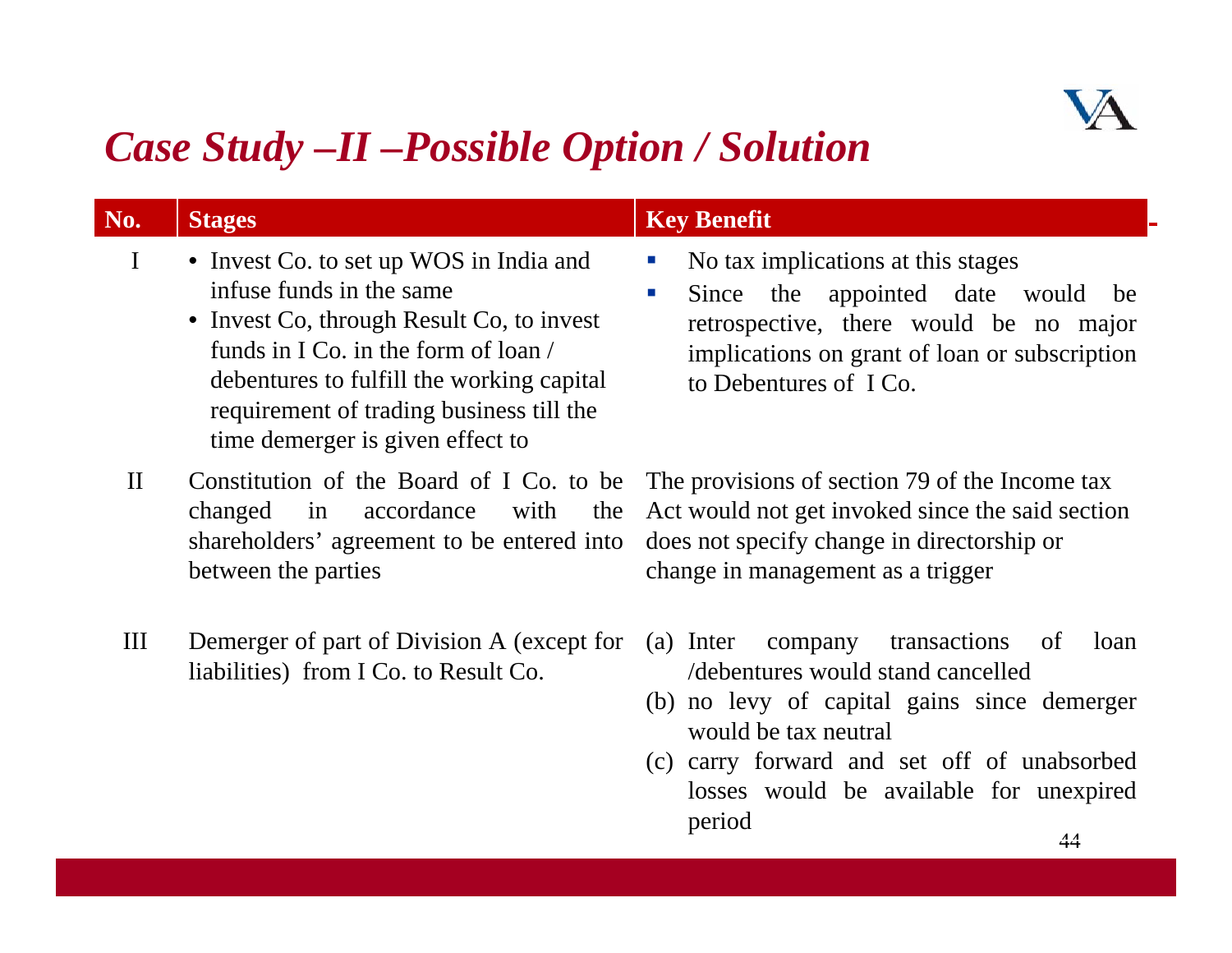# *Case Study –II –Possible Option / Solution*

| No. | Stages | Key Benefit |
|---|---|---|
| I | • Invest Co. to set up WOS in India and infuse funds in the same<br>• Invest Co, through Result Co, to invest funds in I Co. in the form of loan / debentures to fulfill the working capital requirement of trading business till the time demerger is given effect to | ▪ No tax implications at this stages<br>▪ Since the appointed date would be retrospective, there would be no major implications on grant of loan or subscription to Debentures of I Co. |
| II | Constitution of the Board of I Co. to be changed in accordance with the shareholders' agreement to be entered into between the parties | The provisions of section 79 of the Income tax Act would not get invoked since the said section does not specify change in directorship or change in management as a trigger |
| III | Demerger of part of Division A (except for liabilities) from I Co. to Result Co. | (a) Inter company transactions of loan /debentures would stand cancelled<br>(b) no levy of capital gains since demerger would be tax neutral<br>(c) carry forward and set off of unabsorbed losses would be available for unexpired period |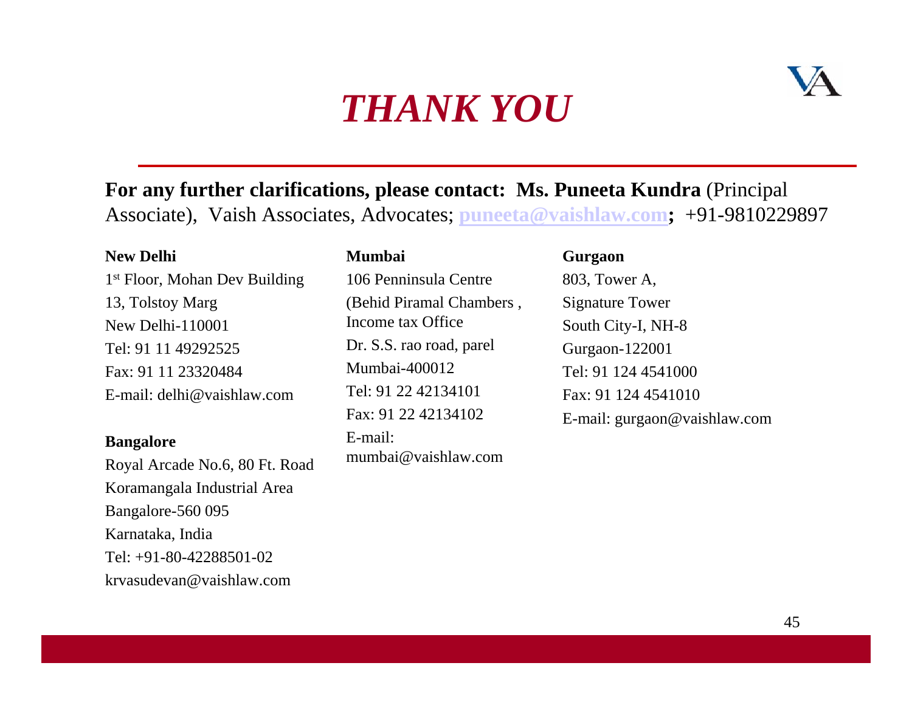# *THANK YOU*

**For any further clarifications, please contact: Ms. Puneeta Kundra** (Principal Associate), Vaish Associates, Advocates; **puneeta@vaishlaw.com;** +91-9810229897

**New Delhi**
1st Floor, Mohan Dev Building
13, Tolstoy Marg
New Delhi-110001
Tel: 91 11 49292525
Fax: 91 11 23320484
E-mail: delhi@vaishlaw.com

**Bangalore**
Royal Arcade No.6, 80 Ft. Road
Koramangala Industrial Area
Bangalore-560 095
Karnataka, India
Tel: +91-80-42288501-02
krvasudevan@vaishlaw.com

**Mumbai**
106 Penninsula Centre
(Behid Piramal Chambers , Income tax Office
Dr. S.S. rao road, parel
Mumbai-400012
Tel: 91 22 42134101
Fax: 91 22 42134102
E-mail: mumbai@vaishlaw.com

**Gurgaon**
803, Tower A,
Signature Tower
South City-I, NH-8
Gurgaon-122001
Tel: 91 124 4541000
Fax: 91 124 4541010
E-mail: gurgaon@vaishlaw.com